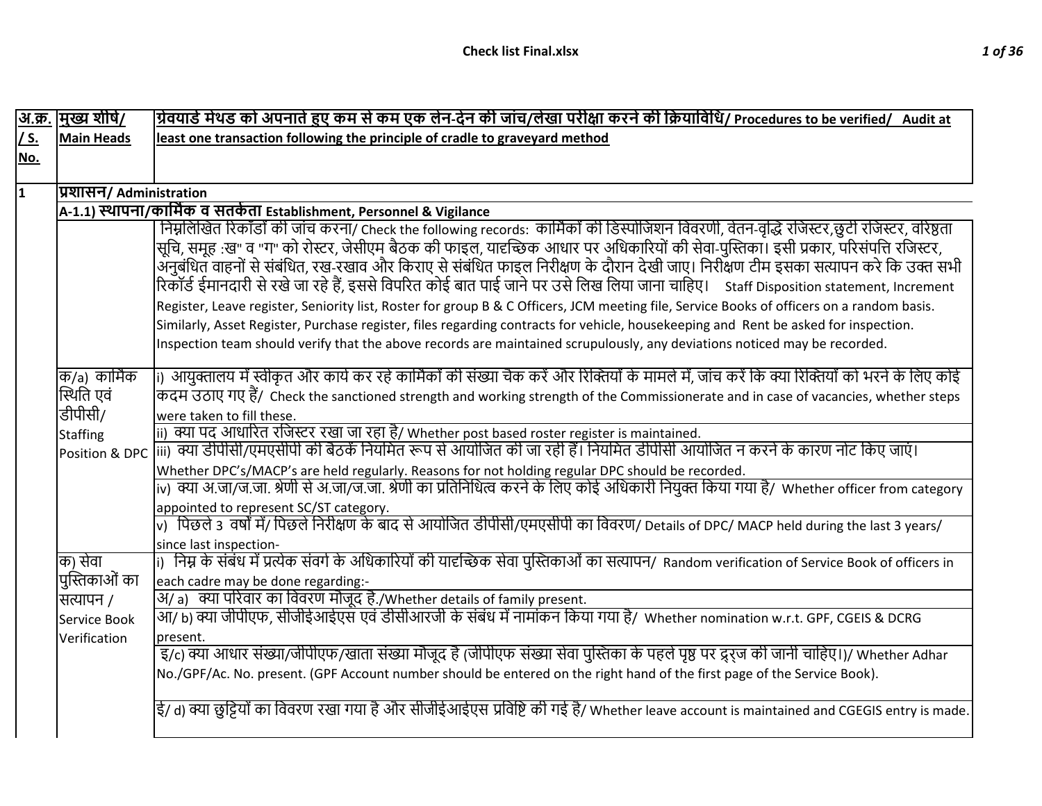| अ.क्र. / S. No. | मुख्य शीर्ष/ Main Heads | ग्रेवयार्ड मेथड को अपनाते हुए कम से कम एक लेन-देन की जांच/लेखा परीक्षा करने की क्रियाविधि/ Procedures to be verified/ Audit at least one transaction following the principle of cradle to graveyard method |
|---|---|---|
| 1 | **प्रशासन/ Administration** | |
| | **A-1.1) स्थापना/कार्मिक व सतर्कता Establishment, Personnel & Vigilance** | |
| | | निम्नलिखित रिकॉर्डों की जांच करना/ Check the following records: कार्मिकों की डिस्पोजिशन विवरणी, वेतन-वृद्धि रजिस्टर,छुट्टी रजिस्टर, वरिष्ठता सूचि, समूह :ख" व "ग" को रोस्टर, जेसीएम बैठक की फाइल, यादृच्छिक आधार पर अधिकारियों की सेवा-पुस्तिका। इसी प्रकार, परिसंपत्ति रजिस्टर, अनुबंधित वाहनों से संबंधित, रख-रखाव और किराए से संबंधित फाइल निरीक्षण के दौरान देखी जाए। निरीक्षण टीम इसका सत्यापन करे कि उक्त सभी रिकॉर्ड ईमानदारी से रखे जा रहे हैं, इससे विपरित कोई बात पाई जाने पर उसे लिख लिया जाना चाहिए। Staff Disposition statement, Increment Register, Leave register, Seniority list, Roster for group B & C Officers, JCM meeting file, Service Books of officers on a random basis. Similarly, Asset Register, Purchase register, files regarding contracts for vehicle, housekeeping and Rent be asked for inspection. Inspection team should verify that the above records are maintained scrupulously, any deviations noticed may be recorded. |
| | क/a) कार्मिक स्थिति एवं डीपीसी/ Staffing Position & DPC | i) आयुक्तालय में स्वीकृत और कार्य कर रहे कार्मिकों की संख्या चेक करें और रिक्तियों के मामले में, जांच करें कि क्या रिक्तियों को भरने के लिए कोई कदम उठाए गए हैं/ Check the sanctioned strength and working strength of the Commissionerate and in case of vacancies, whether steps were taken to fill these. |
| | | ii) क्या पद आधारित रजिस्टर रखा जा रहा है/ Whether post based roster register is maintained. |
| | | iii) क्या डीपीसी/एमएसीपी की बैठकें नियमित रूप से आयोजित की जा रही हैं। नियमित डीपीसी आयोजित न करने के कारण नोट किए जाएं। Whether DPC's/MACP's are held regularly. Reasons for not holding regular DPC should be recorded. |
| | | iv) क्या अ.जा/ज.जा. श्रेणी से अ.जा/ज.जा. श्रेणी का प्रतिनिधित्व करने के लिए कोई अधिकारी नियुक्त किया गया है/ Whether officer from category appointed to represent SC/ST category. |
| | | v) पिछले 3 वर्षों में/ पिछले निरीक्षण के बाद से आयोजित डीपीसी/एमएसीपी का विवरण/ Details of DPC/ MACP held during the last 3 years/ since last inspection- |
| | क) सेवा पुस्तिकाओं का सत्यापन / Service Book Verification | i) निम्न के संबंध में प्रत्येक संवर्ग के अधिकारियों की यादृच्छिक सेवा पुस्तिकाओं का सत्यापन/ Random verification of Service Book of officers in each cadre may be done regarding:- |
| | | अ/ a) क्या परिवार का विवरण मौजूद है./Whether details of family present. |
| | | आ/ b) क्या जीपीएफ, सीजीईआईएस एवं डीसीआरजी के संबंध में नामांकन किया गया है/ Whether nomination w.r.t. GPF, CGEIS & DCRG present. |
| | | इ/c) क्या आधार संख्या/जीपीएफ/खाता संख्या मौजूद है (जीपीएफ संख्या सेवा पुस्तिका के पहले पृष्ठ पर द्र्ज की जानी चाहिए।)/ Whether Adhar No./GPF/Ac. No. present. (GPF Account number should be entered on the right hand of the first page of the Service Book). |
| | | ई/ d) क्या छुट्टियों का विवरण रखा गया है और सीजीईआईएस प्रविष्टि की गई है/ Whether leave account is maintained and CGEGIS entry is made. |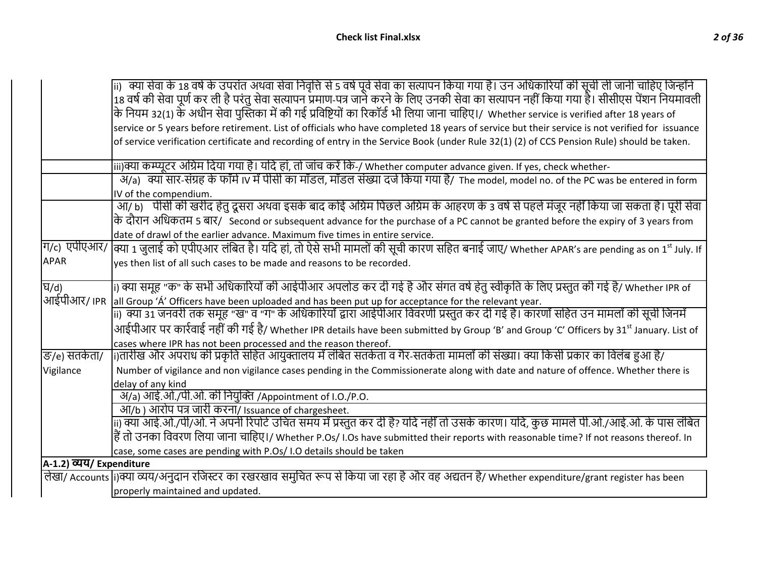| | |
|---|---|
| | ii) क्या सेवा के 18 वर्ष के उपरांत अथवा सेवा निवृत्ति से 5 वर्ष पूर्व सेवा का सत्यापन किया गया है। उन अधिकारियों की सूची ली जानी चाहिए जिन्होंने 18 वर्ष की सेवा पूर्ण कर ली है परंतु सेवा सत्यापन प्रमाण-पत्र जारी करने के लिए उनकी सेवा का सत्यापन नहीं किया गया है। सीसीएस पेंशन नियमावली के नियम 32(1) के अधीन सेवा पुस्तिका में की गई प्रविष्टियों का रिकॉर्ड भी लिया जाना चाहिए।/ Whether service is verified after 18 years of service or 5 years before retirement. List of officials who have completed 18 years of service but their service is not verified for issuance of service verification certificate and recording of entry in the Service Book (under Rule 32(1) (2) of CCS Pension Rule) should be taken. |
| | iii)क्या कम्प्यूटर अग्रिम दिया गया है। यदि हां, तो जांच करें कि-/ Whether computer advance given. If yes, check whether- |
| | अ/a) क्या सार-संग्रह के फॉर्म IV में पीसी का मॉडल, मॉडल संख्या दर्ज किया गया है/ The model, model no. of the PC was be entered in form IV of the compendium. |
| | आ/ b) पीसी की खरीद हेतु दूसरा अथवा इसके बाद कोई अग्रिम पिछले अग्रिम के आहरण के 3 वर्ष से पहले मंजूर नहीं किया जा सकता है। पूरी सेवा के दौरान अधिकतम 5 बार/ Second or subsequent advance for the purchase of a PC cannot be granted before the expiry of 3 years from date of drawl of the earlier advance. Maximum five times in entire service. |
| ग/c) एपीएआर/ APAR | क्या 1 जुलाई को एपीएआर लंबित है। यदि हां, तो ऐसे सभी मामलों की सूची कारण सहित बनाई जाए/ Whether APAR's are pending as on 1st July. If yes then list of all such cases to be made and reasons to be recorded. |
| घ/d) आईपीआर/ IPR | i) क्या समूह "क" के सभी अधिकारियों की आईपीआर अपलोड कर दी गई है और संगत वर्ष हेतु स्वीकृति के लिए प्रस्तुत की गई है/ Whether IPR of all Group 'A' Officers have been uploaded and has been put up for acceptance for the relevant year. |
| | ii) क्या 31 जनवरी तक समूह "ख" व "ग" के अधिकारियों द्वारा आईपीआर विवरणी प्रस्तुत कर दी गई है। कारणों सहित उन मामलों की सूची जिनमें आईपीआर पर कार्रवाई नहीं की गई है/ Whether IPR details have been submitted by Group 'B' and Group 'C' Officers by 31st January. List of cases where IPR has not been processed and the reason thereof. |
| ङ/e) सतर्कता/ Vigilance | i)तारीख और अपराध की प्रकृति सहित आयुक्तालय में लंबित सतर्कता व गैर-सतर्कता मामलों की संख्या। क्या किसी प्रकार का विलंब हुआ है/ Number of vigilance and non vigilance cases pending in the Commissionerate along with date and nature of offence. Whether there is delay of any kind |
| | अ/a) आई.ओ./पी.ओ. की नियुक्ति /Appointment of I.O./P.O. |
| | आ/b ) आरोप पत्र जारी करना/ Issuance of chargesheet. |
| | ii) क्या आई.ओ./पी/ओ. ने अपनी रिपोर्ट उचित समय में प्रस्तुत कर दी है? यदि नहीं तो उसके कारण। यदि, कुछ मामले पी.ओ./आई.ओ. के पास लंबित हैं तो उनका विवरण लिया जाना चाहिए।/ Whether P.Os/ I.Os have submitted their reports with reasonable time? If not reasons thereof. In case, some cases are pending with P.Os/ I.O details should be taken |
| **A-1.2) व्यय/ Expenditure** | |
| लेखा/ Accounts | i)क्या व्यय/अनुदान रजिस्टर का रखरखाव समुचित रूप से किया जा रहा है और वह अद्यतन है/ Whether expenditure/grant register has been properly maintained and updated. |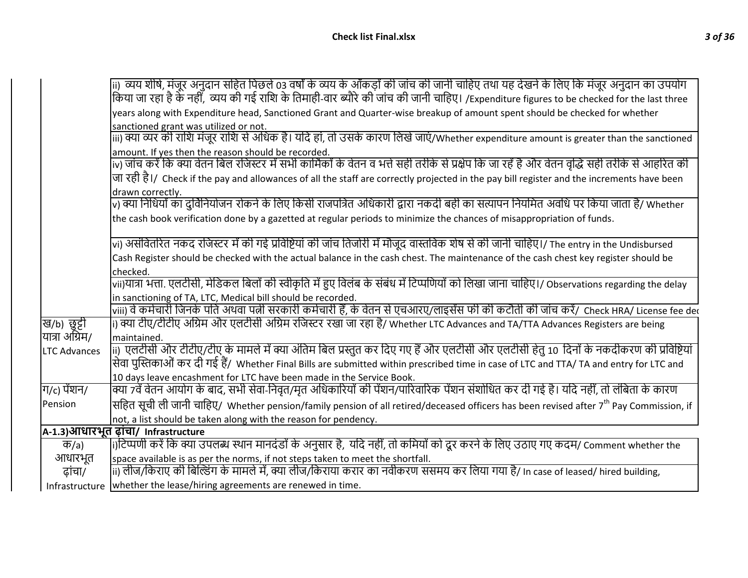| | |
|---|---|
| | ii) व्यय शीर्ष, मंजूर अनुदान सहित पिछले 03 वर्षों के व्यय के आँकड़ों की जांच की जानी चाहिए तथा यह देखने के लिए कि मंजूर अनुदान का उपयोग किया जा रहा है के नहीं, व्यय की गई राशि के तिमाही-वार ब्यौरे की जांच की जानी चाहिए। /Expenditure figures to be checked for the last three years along with Expenditure head, Sanctioned Grant and Quarter-wise breakup of amount spent should be checked for whether sanctioned grant was utilized or not. |
| | iii) क्या व्यर की राशि मंजूर राशि से अधिक है। यदि हां, तो उसके कारण लिखे जाएं/Whether expenditure amount is greater than the sanctioned amount. If yes then the reason should be recorded. |
| | iv) जांच करें कि क्या वेतन बिल रजिस्टर में सभी कार्मिकों के वेतन व भत्ते सही तरीके से प्रक्षेप कि जा रहें है और वेतन वृद्धि सही तरीके से आहरित की जा रही है।/ Check if the pay and allowances of all the staff are correctly projected in the pay bill register and the increments have been drawn correctly. |
| | v) क्या निधियों का दुर्विनियोजन रोकने के लिए किसी राजपत्रित अधिकारी द्वारा नकदी बही का सत्यापन नियमित अवधि पर किया जाता है/ Whether the cash book verification done by a gazetted at regular periods to minimize the chances of misappropriation of funds. |
| | vi) असंवितरित नकद रजिस्टर में की गई प्रविष्टियां की जांच तिजोरी में मौजूद वास्तविक शेष से की जानी चाहिए।/ The entry in the Undisbursed Cash Register should be checked with the actual balance in the cash chest. The maintenance of the cash chest key register should be checked. |
| | vii)यात्रा भत्ता. एलटीसी, मेडिकल बिलों की स्वीकृति में हुए विलंब के संबंध में टिप्पणियों को लिखा जाना चाहिए।/ Observations regarding the delay in sanctioning of TA, LTC, Medical bill should be recorded. |
| | viii) वे कर्मचारी जिनके पति अथवा पत्नी सरकारी कर्मचारी हैं, के वेतन से एचआरए/लाइसेंस फी की कटौती की जांच करें/ Check HRA/ License fee ded |
| ख/b) छुट्टी यात्रा अग्रिम/ LTC Advances | i) क्या टीए/टीटीए अग्रिम और एलटीसी अग्रिम रजिस्टर रखा जा रहा है/ Whether LTC Advances and TA/TTA Advances Registers are being maintained. |
| | ii) एलटीसी और टीटीए/टीए के मामले में क्या अंतिम बिल प्रस्तुत कर दिए गए हैं और एलटीसी और एलटीसी हेतु 10 दिनों के नकदीकरण की प्रविष्टियां सेवा पुस्तिकाओं कर दी गई हैं/ Whether Final Bills are submitted within prescribed time in case of LTC and TTA/ TA and entry for LTC and 10 days leave encashment for LTC have been made in the Service Book. |
| ग/c) पेंशन/ Pension | क्या 7वें वेतन आयोग के बाद, सभी सेवा-निवृत/मृत अधिकारियों की पेंशन/पारिवारिक पेंशन संशोधित कर दी गई है। यदि नहीं, तो लंबिता के कारण सहित सूची ली जानी चाहिए/ Whether pension/family pension of all retired/deceased officers has been revised after 7th Pay Commission, if not, a list should be taken along with the reason for pendency. |
| **A-1.3)आधारभूत ढ़ांचा/ Infrastructure** | |
| क/a) आधारभूत ढ़ांचा/ Infrastructure | i)टिप्पणी करें कि क्या उपलब्ध स्थान मानदंडों के अनुसार है, यदि नहीं, तो कमियों को दूर करने के लिए उठाए गए कदम/ Comment whether the space available is as per the norms, if not steps taken to meet the shortfall. |
| | ii) लीज/किराए की बिल्डिंग के मामले में, क्या लीज/किराया करार का नवीकरण ससमय कर लिया गया है/ In case of leased/ hired building, whether the lease/hiring agreements are renewed in time. |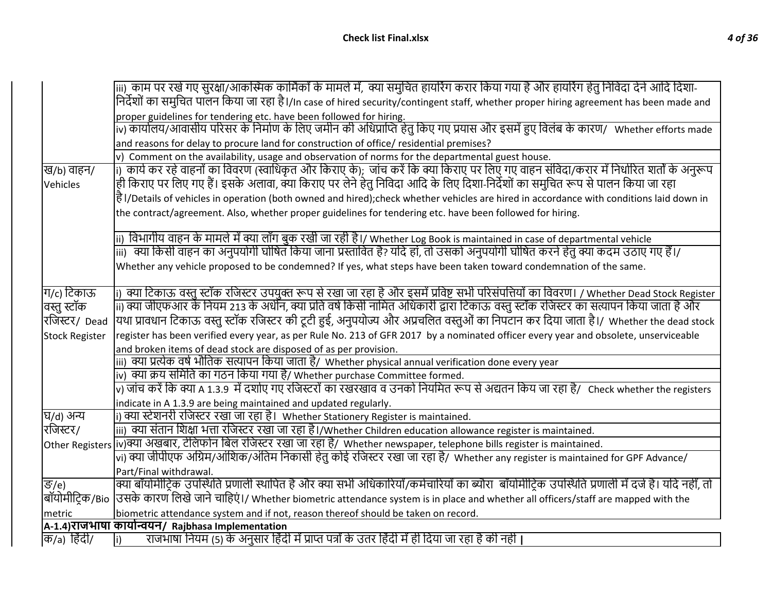| | |
|---|---|
| | iii) काम पर रखे गए सुरक्षा/आकस्मिक कार्मिकों के मामले में, क्या समुचित हायरिंग करार किया गया है और हायरिंग हेतु निविदा देने आदि दिशा-निर्देशों का समुचित पालन किया जा रहा है।/In case of hired security/contingent staff, whether proper hiring agreement has been made and proper guidelines for tendering etc. have been followed for hiring. |
| | iv) कार्यालय/आवासीय परिसर के निर्माण के लिए जमीन की अधिप्राप्ति हेतु किए गए प्रयास और इसमें हुए विलंब के कारण/ Whether efforts made and reasons for delay to procure land for construction of office/ residential premises? |
| | v) Comment on the availability, usage and observation of norms for the departmental guest house. |
| ख/b) वाहन/ Vehicles | i) कार्य कर रहे वाहनों का विवरण (स्वाधिकृत और किराए के); जांच करें कि क्या किराए पर लिए गए वाहन संविदा/करार में निर्धारित शर्तों के अनुरूप ही किराए पर लिए गए हैं। इसके अलावा, क्या किराए पर लेने हेतु निविदा आदि के लिए दिशा-निर्देशों का समुचित रूप से पालन किया जा रहा है।/Details of vehicles in operation (both owned and hired);check whether vehicles are hired in accordance with conditions laid down in the contract/agreement. Also, whether proper guidelines for tendering etc. have been followed for hiring. |
| | ii) विभागीय वाहन के मामले में क्या लॉग बुक रखी जा रही है।/ Whether Log Book is maintained in case of departmental vehicle |
| | iii) क्या किसी वाहन का अनुपयोगी घोषित किया जाना प्रस्तावित है? यदि हां, तो उसको अनुपयोगी घोषित करने हेतु क्या कदम उठाए गए हैं।/ Whether any vehicle proposed to be condemned? If yes, what steps have been taken toward condemnation of the same. |
| ग/c) टिकाऊ वस्तु स्टॉक रजिस्टर/ Dead Stock Register | i) क्या टिकाऊ वस्तु स्टॉक रजिस्टर उपयुक्त रूप से रखा जा रहा है और इसमें प्रविष्ट सभी परिसंपत्तियों का विवरण। / Whether Dead Stock Register |
| | ii) क्या जीएफआर के नियम 213 के अधीन, क्या प्रति वर्ष किसी नामित अधिकारी द्वारा टिकाऊ वस्तु स्टॉक रजिस्टर का सत्यापन किया जाता है और यथा प्रावधान टिकाऊ वस्तु स्टॉक रजिस्टर की टूटी हुई, अनुपयोज्य और अप्रचलित वस्तुओं का निपटान कर दिया जाता है।/ Whether the dead stock register has been verified every year, as per Rule No. 213 of GFR 2017 by a nominated officer every year and obsolete, unserviceable and broken items of dead stock are disposed of as per provision. |
| | iii) क्या प्रत्येक वर्ष भौतिक सत्यापन किया जाता है/ Whether physical annual verification done every year |
| | iv) क्या क्रय समिति का गठन किया गया है/ Whether purchase Committee formed. |
| | v) जांच करें कि क्या A 1.3.9 में दर्शाए गए रजिस्टरों का रखरखाव व उनको नियमित रूप से अद्यतन किय जा रहा है/ Check whether the registers indicate in A 1.3.9 are being maintained and updated regularly. |
| घ/d) अन्य रजिस्टर/ Other Registers | i) क्या स्टेशनरी रजिस्टर रखा जा रहा है। Whether Stationery Register is maintained. |
| | iii) क्या संतान शिक्षा भत्ता रजिस्टर रखा जा रहा है।/Whether Children education allowance register is maintained. |
| | iv)क्या अखबार, टेलिफोन बिल रजिस्टर रखा जा रहा है/ Whether newspaper, telephone bills register is maintained. |
| | vi) क्या जीपीएफ अग्रिम/आंशिक/अंतिम निकासी हेतु कोई रजिस्टर रखा जा रहा है/ Whether any register is maintained for GPF Advance/ Part/Final withdrawal. |
| ङ/e) बॉयोमीट्रिक/Bio metric | क्या बॉयोमीट्रिक उपस्थिति प्रणाली स्थापित है और क्या सभी अधिकारियों/कर्मचारियों का ब्यौरा बॉयोमीट्रिक उपस्थिति प्रणाली में दर्ज है। यदि नहीं, तो उसके कारण लिखे जाने चाहिएं।/ Whether biometric attendance system is in place and whether all officers/staff are mapped with the biometric attendance system and if not, reason thereof should be taken on record. |
| **A-1.4)राजभाषा कार्यान्वयन/ Rajbhasa Implementation** | |
| क/a) हिंदी/ | i) राजभाषा नियम (5) के अनुसार हिंदी में प्राप्त पत्रों के उतर हिंदी में ही दिया जा रहा है की नही। |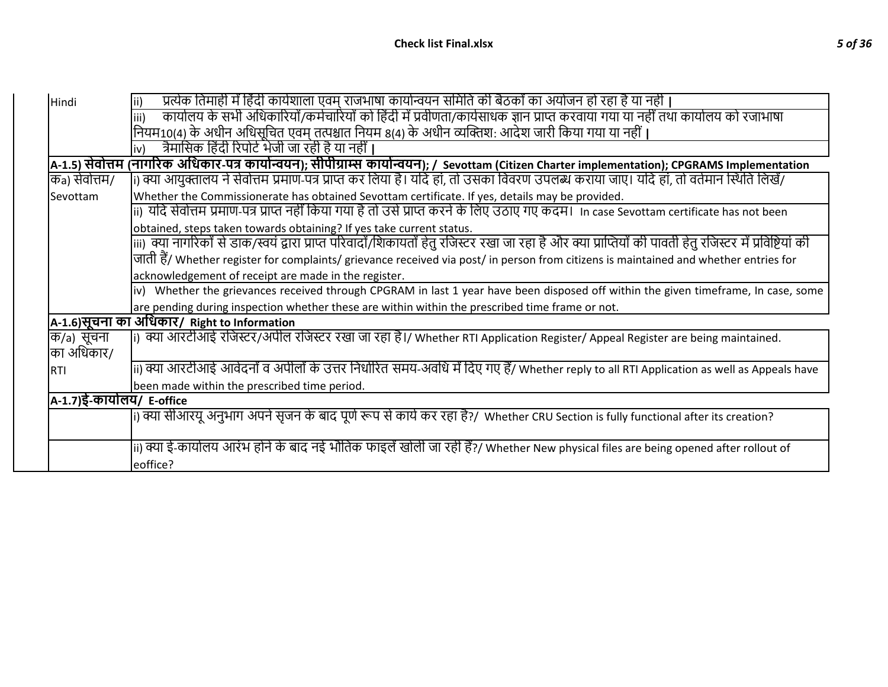| | | |
|---|---|---|
| | Hindi | ii) प्रत्येक तिमाही में हिंदी कार्यशाला एवम् राजभाषा कार्यान्वयन समिति की बैठकों का अयोजन हो रहा है या नहीं। |
| | | iii) कार्यालय के सभी अधिकारियों/कर्मचारियों को हिंदी में प्रवीणता/कार्यसाधक ज्ञान प्राप्त करवाया गया या नहीं तथा कार्यालय को रजाभाषा नियम10(4) के अधीन अधिसूचित एवम् तत्पश्चात नियम 8(4) के अधीन व्यक्तिश: आदेश जारी किया गया या नहीं। |
| | | iv) त्रैमासिक हिंदी रिपोर्ट भेजी जा रही है या नहीं। |
| | **A-1.5) सेवोत्तम (नागरिक अधिकार-पत्र कार्यान्वयन); सीपीग्राम्स कार्यान्वयन); / Sevottam (Citizen Charter implementation); CPGRAMS Implementation** | |
| | कa) सेवोत्तम/ Sevottam | i) क्या आयुक्तालय ने सेवोत्तम प्रमाण-पत्र प्राप्त कर लिया है। यदि हां, तो उसका विवरण उपलब्ध कराया जाए। यदि हां, तो वर्तमान स्थिति लिखें/ Whether the Commissionerate has obtained Sevottam certificate. If yes, details may be provided. |
| | | ii) यदि सेवोत्तम प्रमाण-पत्र प्राप्त नहीं किया गया है तो उसे प्राप्त करने के लिए उठाए गए कदम। In case Sevottam certificate has not been obtained, steps taken towards obtaining? If yes take current status. |
| | | iii) क्या नागरिकों से डाक/स्वयं द्वारा प्राप्त परिवादों/शिकायतों हेतु रजिस्टर रखा जा रहा है और क्या प्राप्तियों की पावती हेतु रजिस्टर में प्रविष्टियां की जाती हैं/ Whether register for complaints/ grievance received via post/ in person from citizens is maintained and whether entries for acknowledgement of receipt are made in the register. |
| | | iv) Whether the grievances received through CPGRAM in last 1 year have been disposed off within the given timeframe, In case, some are pending during inspection whether these are within within the prescribed time frame or not. |
| | **A-1.6) सूचना का अधिकार/ Right to Information** | |
| | क/a) सूचना का अधिकार/ RTI | i) क्या आरटीआई रजिस्टर/अपील रजिस्टर रखा जा रहा है।/ Whether RTI Application Register/ Appeal Register are being maintained. |
| | | ii) क्या आरटीआई आवेदनों व अपीलों के उत्तर निर्धारित समय-अवधि में दिए गए हैं/ Whether reply to all RTI Application as well as Appeals have been made within the prescribed time period. |
| | **A-1.7) ई-कार्यालय/ E-office** | |
| | | i) क्या सीआरयू अनुभाग अपने सृजन के बाद पूर्ण रूप से कार्य कर रहा है?/ Whether CRU Section is fully functional after its creation? |
| | | ii) क्या ई-कार्यालय आरंभ होने के बाद नई भौतिक फाइलें खोली जा रही हैं?/ Whether New physical files are being opened after rollout of eoffice? |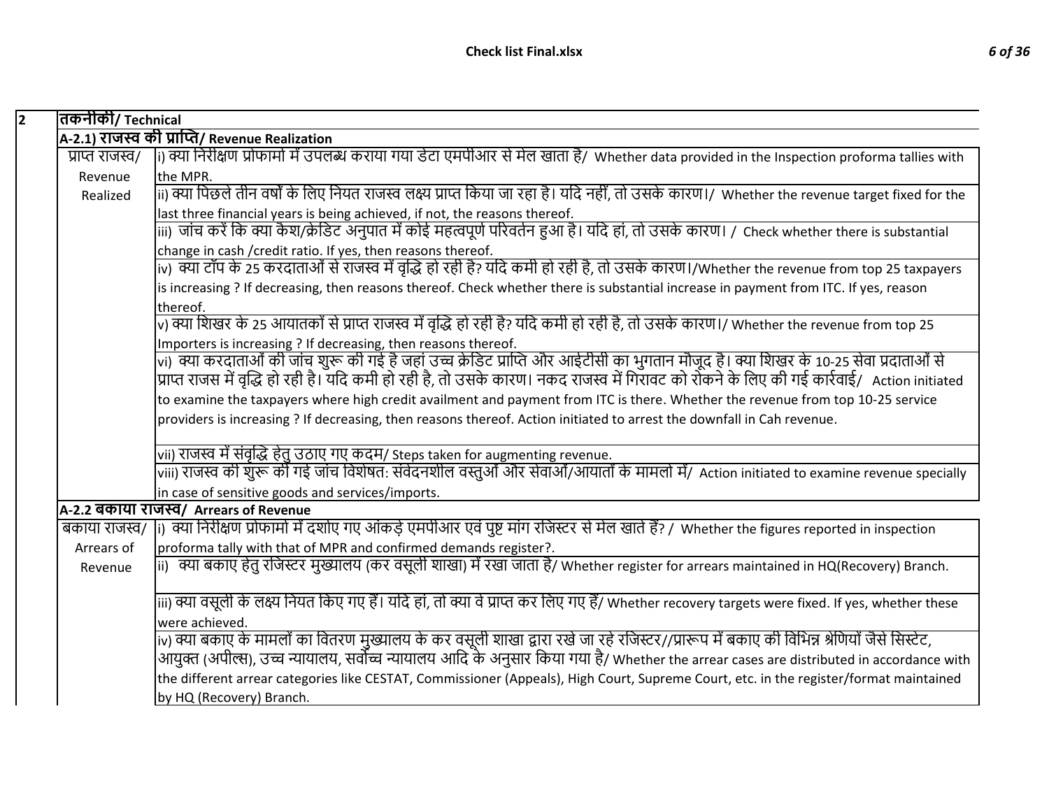| 2 | तकनीकी/ Technical | |
|---|---|---|
| | **A-2.1) राजस्व की प्राप्ति/ Revenue Realization** | |
| | प्राप्त राजस्व/ Revenue Realized | i) क्या निरीक्षण प्रोफार्मा में उपलब्ध कराया गया डेटा एमपीआर से मेल खाता है/ Whether data provided in the Inspection proforma tallies with the MPR. |
| | | ii) क्या पिछले तीन वर्षों के लिए नियत राजस्व लक्ष्य प्राप्त किया जा रहा है। यदि नहीं, तो उसके कारण।/ Whether the revenue target fixed for the last three financial years is being achieved, if not, the reasons thereof. |
| | | iii) जांच करें कि क्या कैश/क्रेडिट अनुपात में कोई महत्वपूर्ण परिवर्तन हुआ है। यदि हां, तो उसके कारण। / Check whether there is substantial change in cash /credit ratio. If yes, then reasons thereof. |
| | | iv) क्या टॉप के 25 करदाताओं से राजस्व में वृद्धि हो रही है? यदि कमी हो रही है, तो उसके कारण।/Whether the revenue from top 25 taxpayers is increasing ? If decreasing, then reasons thereof. Check whether there is substantial increase in payment from ITC. If yes, reason thereof. |
| | | v) क्या शिखर के 25 आयातकों से प्राप्त राजस्व में वृद्धि हो रही है? यदि कमी हो रही है, तो उसके कारण।/ Whether the revenue from top 25 Importers is increasing ? If decreasing, then reasons thereof. |
| | | vi) क्या करदाताओं की जांच शुरू की गई है जहां उच्च क्रेडिट प्राप्ति और आईटीसी का भुगतान मौजूद है। क्या शिखर के 10-25 सेवा प्रदाताओं से प्राप्त राजस में वृद्धि हो रही है। यदि कमी हो रही है, तो उसके कारण। नकद राजस्व में गिरावट को रोकने के लिए की गई कार्रवाई/ Action initiated to examine the taxpayers where high credit availment and payment from ITC is there. Whether the revenue from top 10-25 service providers is increasing ? If decreasing, then reasons thereof. Action initiated to arrest the downfall in Cah revenue. |
| | | vii) राजस्व में संवृद्धि हेतु उठाए गए कदम/ Steps taken for augmenting revenue. |
| | | viii) राजस्व की शुरू की गई जांच विशेषत: संवेदनशील वस्तुओं और सेवाओं/आयातों के मामलों में/ Action initiated to examine revenue specially in case of sensitive goods and services/imports. |
| | **A-2.2 बकाया राजस्व/ Arrears of Revenue** | |
| | बकाया राजस्व/ Arrears of Revenue | i) क्या निरीक्षण प्रोफार्मा में दर्शाए गए आंकड़े एमपीआर एवं पुष्ट मांग रजिस्टर से मेल खाते हैं? / Whether the figures reported in inspection proforma tally with that of MPR and confirmed demands register?. |
| | | ii) क्या बकाए हेतु रजिस्टर मुख्यालय (कर वसूली शाखा) में रखा जाता है/ Whether register for arrears maintained in HQ(Recovery) Branch. |
| | | iii) क्या वसूली के लक्ष्य नियत किए गए हैं। यदि हां, तो क्या वे प्राप्त कर लिए गए हैं/ Whether recovery targets were fixed. If yes, whether these were achieved. |
| | | iv) क्या बकाए के मामलों का वितरण मुख्यालय के कर वसूली शाखा द्वारा रखे जा रहे रजिस्टर//प्रारूप में बकाए की विभिन्न श्रेणियों जैसे सिस्टेट, आयुक्त (अपील्स), उच्च न्यायालय, सर्वोच्च न्यायालय आदि के अनुसार किया गया है/ Whether the arrear cases are distributed in accordance with the different arrear categories like CESTAT, Commissioner (Appeals), High Court, Supreme Court, etc. in the register/format maintained by HQ (Recovery) Branch. |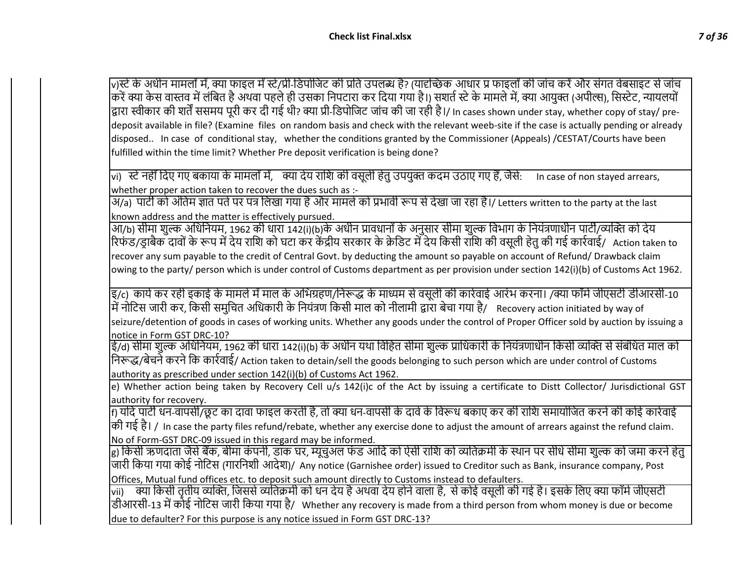| |
|---|
| v)स्टे के अधीन मामलों में, क्या फाइल में स्टे/प्री-डिपोजिट की प्रति उपलब्ध है? (याद्दच्छिक आधार प्र फाइलों की जांच करें और संगत वेबसाइट से जांच करें क्या केस वास्तव में लंबित है अथवा पहले ही उसका निपटारा कर दिया गया है।) सशर्त स्टे के मामले में, क्या आयुक्त (अपील्स), सिस्टेट, न्यायलयों द्वारा स्वीकार की शर्तें ससमय पूरी कर दी गई थी? क्या प्री-डिपोजिट जांच की जा रही है।/ In cases shown under stay, whether copy of stay/ pre-deposit available in file? (Examine files on random basis and check with the relevant weeb-site if the case is actually pending or already disposed.. In case of conditional stay, whether the conditions granted by the Commissioner (Appeals) /CESTAT/Courts have been fulfilled within the time limit? Whether Pre deposit verification is being done? |
| vi) स्टे नहीं दिए गए बकाया के मामलों में, क्या देय राशि की वसूली हेतु उपयुक्त कदम उठाए गए हैं, जैसे: In case of non stayed arrears, whether proper action taken to recover the dues such as :- |
| अ/a) पार्टी को अंतिम ज्ञात पते पर पत्र लिखा गया है और मामले को प्रभावी रूप से देखा जा रहा है।/ Letters written to the party at the last known address and the matter is effectively pursued. |
| आ/b) सीमा शुल्क अधिनियम, 1962 की धारा 142(i)(b)के अधीन प्रावधानों के अनुसार सीमा शुल्क विभाग के नियंत्रणाधीन पार्टी/व्यक्ति को देय रिफंड/ड्राबैक दावों के रूप में देय राशि को घटा कर केंद्रीय सरकार के क्रेडिट में देय किसी राशि की वसूली हेतु की गई कार्रवाई/ Action taken to recover any sum payable to the credit of Central Govt. by deducting the amount so payable on account of Refund/ Drawback claim owing to the party/ person which is under control of Customs department as per provision under section 142(i)(b) of Customs Act 1962. |
| इ/c) कार्य कर रही इकाई के मामले में माल के अभिग्रहण/निरूद्ध के माध्यम से वसूली की कार्रवाई आरंभ करना। /क्या फॉर्म जीएसटी डीआरसी-10 में नोटिस जारी कर, किसी समुचित अधिकारी के नियंत्रण किसी माल को नीलामी द्वारा बेचा गया है/ Recovery action initiated by way of seizure/detention of goods in cases of working units. Whether any goods under the control of Proper Officer sold by auction by issuing a notice in Form GST DRC-10? |
| ई/d) सीमा शुल्क अधिनियम, 1962 की धारा 142(i)(b) के अधीन यथा विहित सीमा शुल्क प्राधिकारी के नियंत्रणाधीन किसी व्यक्ति से संबंधित माल को निरूद्ध/बेचने करने कि कार्रवाई/ Action taken to detain/sell the goods belonging to such person which are under control of Customs authority as prescribed under section 142(i)(b) of Customs Act 1962. |
| e) Whether action being taken by Recovery Cell u/s 142(i)c of the Act by issuing a certificate to Distt Collector/ Jurisdictional GST authority for recovery. |
| f) यदि पार्टी धन-वापसी/छूट का दावा फाइल करती है, तो क्या धन-वापसी के दावे के विरूध बकाए कर की राशि समायोजित करने की कोई कार्रवाई की गई है। / In case the party files refund/rebate, whether any exercise done to adjust the amount of arrears against the refund claim. No of Form-GST DRC-09 issued in this regard may be informed. |
| g) किसी ऋणदाता जैसे बैंक, बीमा कंपनी, डाक घर, म्यूचुअल फंड आदि को ऐसी राशि को व्यतिक्रमी के स्थान पर सीधे सीमा शुल्क को जमा करने हेतु जारी किया गया कोई नोटिस (गारनिशी आदेश)/ Any notice (Garnishee order) issued to Creditor such as Bank, insurance company, Post Offices, Mutual fund offices etc. to deposit such amount directly to Customs instead to defaulters. |
| vii) क्या किसी तृतीय व्यक्ति, जिससे व्यतिक्रमी को धन देय है अथवा देय होने वाला है, से कोई वसूली की गई है। इसके लिए क्या फॉर्म जीएसटी डीआरसी-13 में कोई नोटिस जारी किया गया है/ Whether any recovery is made from a third person from whom money is due or become due to defaulter? For this purpose is any notice issued in Form GST DRC-13? |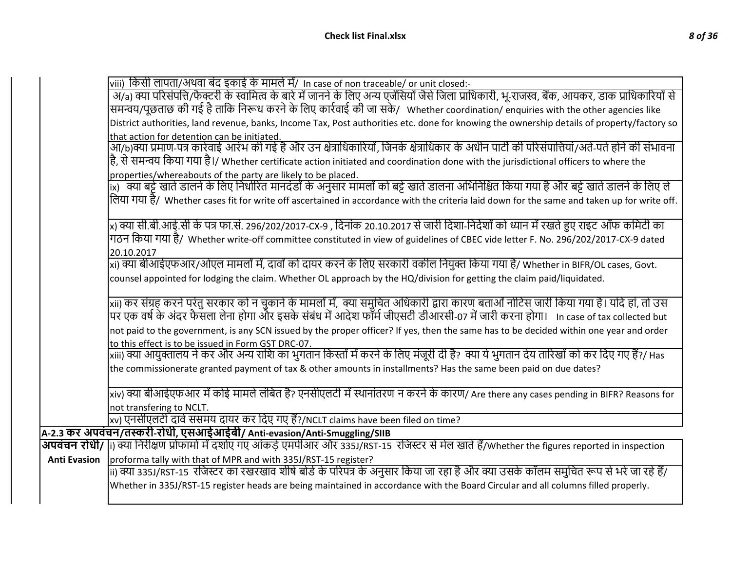| | | |
|---|---|---|
| | | viii) किसी लापता/अथवा बंद इकाई के मामले में/ In case of non traceable/ or unit closed:- |
| | | अ/a) क्या परिसंपत्ति/फैक्टरी के स्वामित्व के बारे में जानने के लिए अन्य एजेंसियों जैसे जिला प्राधिकारी, भू-राजस्व, बैंक, आयकर, डाक प्राधिकारियों से समन्वय/पूछताछ की गई है ताकि निरूध करने के लिए कार्रवाई की जा सके/ Whether coordination/ enquiries with the other agencies like District authorities, land revenue, banks, Income Tax, Post authorities etc. done for knowing the ownership details of property/factory so that action for detention can be initiated. |
| | | आ/b)क्या प्रमाण-पत्र कार्रवाई आरंभ की गई है और उन क्षेत्राधिकारियों, जिनके क्षेत्राधिकार के अधीन पार्टी की परिसंपात्तियां/अते-पते होने की संभावना है, से समन्वय किया गया है।/ Whether certificate action initiated and coordination done with the jurisdictional officers to where the properties/whereabouts of the party are likely to be placed. |
| | | ix) क्या बट्टे खाते डालने के लिए निर्धारित मानदंडों के अनुसार मामलों को बट्टे खाते डालना अभिनिश्चित किया गया है और बट्टे खाते डालने के लिए ले लिया गया है/ Whether cases fit for write off ascertained in accordance with the criteria laid down for the same and taken up for write off. |
| | | x) क्या सी.बी.आई.सी के पत्र फा.सं. 296/202/2017-CX-9 , दिनांक 20.10.2017 से जारी दिशा-निर्देशों को ध्यान में रखते हुए राइट ऑफ कमिटी का गठन किया गया है/ Whether write-off committee constituted in view of guidelines of CBEC vide letter F. No. 296/202/2017-CX-9 dated 20.10.2017 |
| | | xi) क्या बीआईएफआर/ओएल मामलों में, दावों को दायर करने के लिए सरकारी वकील नियुक्त किया गया है/ Whether in BIFR/OL cases, Govt. counsel appointed for lodging the claim. Whether OL approach by the HQ/division for getting the claim paid/liquidated. |
| | | xii) कर संग्रह करने परंतु सरकार को न चुकाने के मामलों में, क्या समुचित अधिकारी द्वारा कारण बताओं नोटिस जारी किया गया है। यदि हां, तो उस पर एक वर्ष के अंदर फैसला लेना होगा और इसके संबंध में आदेश फॉर्म जीएसटी डीआरसी-07 में जारी करना होगा। In case of tax collected but not paid to the government, is any SCN issued by the proper officer? If yes, then the same has to be decided within one year and order to this effect is to be issued in Form GST DRC-07. |
| | | xiii) क्या आयुक्तालय ने कर और अन्य राशि का भुगतान किस्तों में करने के लिए मंजूरी दी है? क्या ये भुगतान देय तारिखों को कर दिए गए हैं?/ Has the commissionerate granted payment of tax & other amounts in installments? Has the same been paid on due dates? |
| | | xiv) क्या बीआईएफआर में कोई मामले लंबित है? एनसीएलटी में स्थानांतरण न करने के कारण/ Are there any cases pending in BIFR? Reasons for not transfering to NCLT. |
| | | xv) एनसीएलटी दावे ससमय दायर कर दिए गए हैं?/NCLT claims have been filed on time? |
| **A-2.3 कर अपवंचन/तस्करी-रोधी, एसआईआईबी/ Anti-evasion/Anti-Smuggling/SIIB** | | |
| | **अपवंचन रोधी/ Anti Evasion** | i) क्या निरीक्षण प्रोफामों में दर्शाए गए आंकड़े एमपीआर और 335J/RST-15 रजिस्टर से मेल खाते हैं/Whether the figures reported in inspection proforma tally with that of MPR and with 335J/RST-15 register? |
| | | ii) क्या 335J/RST-15 रजिस्टर का रखरखाव शीर्ष बोर्ड के परिपत्र के अनुसार किया जा रहा है और क्या उसके कॉलम समुचित रूप से भरे जा रहे हैं/ Whether in 335J/RST-15 register heads are being maintained in accordance with the Board Circular and all columns filled properly. |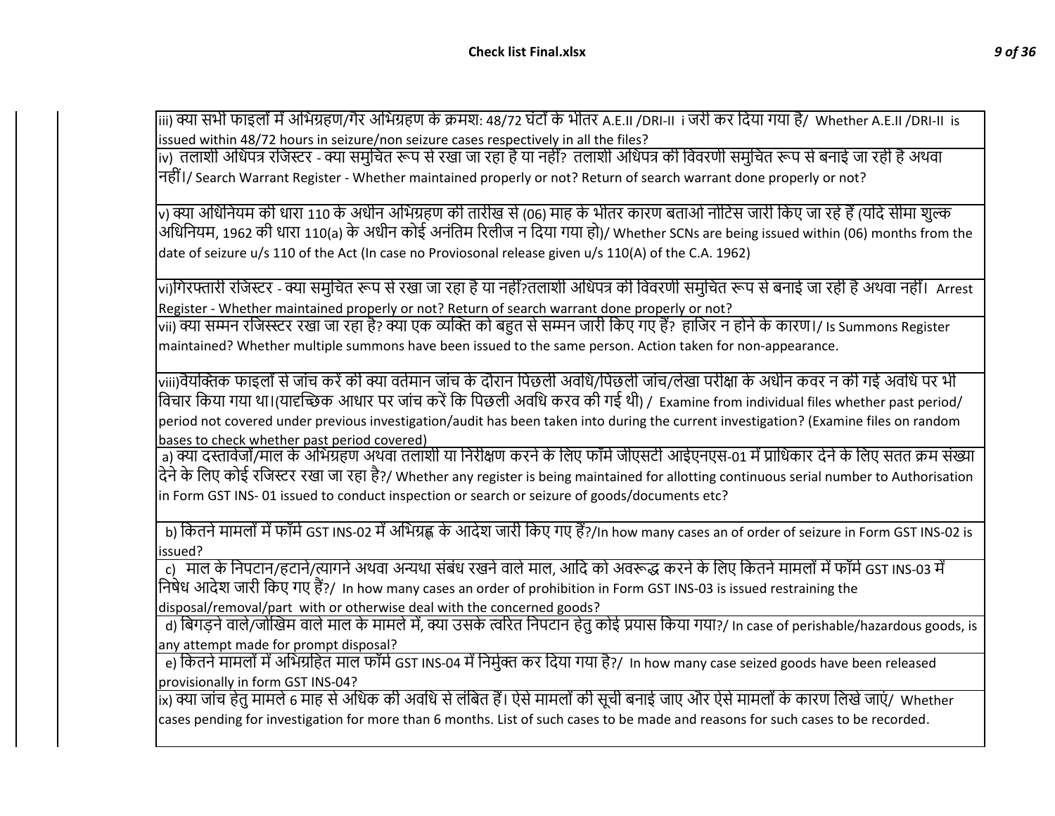| |
|---|
| iii) क्या सभी फाइलों में अभिग्रहण/गैर अभिग्रहण के क्रमश: 48/72 घंटों के भीतर A.E.II /DRI-II i जरी कर दिया गया है/ Whether A.E.II /DRI-II is issued within 48/72 hours in seizure/non seizure cases respectively in all the files? |
| iv) तलाशी अधिपत्र रजिस्टर - क्या समुचित रूप से रखा जा रहा है या नहीं? तलाशी अधिपत्र की विवरणी समुचित रूप से बनाई जा रही है अथवा नहीं।/ Search Warrant Register - Whether maintained properly or not? Return of search warrant done properly or not? |
| v) क्या अधिनियम की धारा 110 के अधीन अभिग्रहण की तारीख से (06) माह के भीतर कारण बताओ नोटिस जारी किए जा रहे हैं (यदि सीमा शुल्क अधिनियम, 1962 की धारा 110(a) के अधीन कोई अनंतिम रिलीज न दिया गया हो)/ Whether SCNs are being issued within (06) months from the date of seizure u/s 110 of the Act (In case no Proviosonal release given u/s 110(A) of the C.A. 1962) |
| vi)गिरफ्तारी रजिस्टर - क्या समुचित रूप से रखा जा रहा है या नहीं?तलाशी अधिपत्र की विवरणी समुचित रूप से बनाई जा रही है अथवा नहीं। Arrest Register - Whether maintained properly or not? Return of search warrant done properly or not? |
| vii) क्या सम्मन रजिस्स्टर रखा जा रहा है? क्या एक व्यक्ति को बहुत से सम्मन जारी किए गए हैं? हाजिर न होने के कारण।/ Is Summons Register maintained? Whether multiple summons have been issued to the same person. Action taken for non-appearance. |
| viii)वैयक्तिक फाइलों से जांच करें की क्या वर्तमान जांच के दौरान पिछली अवधि/पिछली जांच/लेखा परीक्षा के अधीन कवर न की गई अवधि पर भी विचार किया गया था।(याद्दच्छिक आधार पर जांच करें कि पिछली अवधि करव की गई थी) / Examine from individual files whether past period/ period not covered under previous investigation/audit has been taken into during the current investigation? (Examine files on random bases to check whether past period covered) |
| a) क्या दस्तावेजों/माल के अभिग्रहण अथवा तलाशी या निरीक्षण करने के लिए फॉर्म जीएसटी आइएनएस-01 में प्राधिकार देने के लिए सतत क्रम संख्या देने के लिए कोई रजिस्टर रखा जा रहा है?/ Whether any register is being maintained for allotting continuous serial number to Authorisation in Form GST INS- 01 issued to conduct inspection or search or seizure of goods/documents etc? |
| b) कितने मामलों में फॉर्म GST INS-02 में अभिग्रह्ण के आदेश जारी किए गए हैं?/In how many cases an of order of seizure in Form GST INS-02 is issued? |
| c) माल के निपटान/हटाने/त्यागने अथवा अन्यथा संबंध रखने वाले माल, आदि को अवरूद्ध करने के लिए कितने मामलों में फॉर्म GST INS-03 में निषेध आदेश जारी किए गए हैं?/ In how many cases an order of prohibition in Form GST INS-03 is issued restraining the disposal/removal/part with or otherwise deal with the concerned goods? |
| d) बिगड़ने वाले/जोखिम वाले माल के मामले में, क्या उसके त्वरित निपटान हेतु कोई प्रयास किया गया?/ In case of perishable/hazardous goods, is any attempt made for prompt disposal? |
| e) कितने मामलों में अभिग्रहित माल फॉर्म GST INS-04 में निर्मुक्त कर दिया गया है?/ In how many case seized goods have been released provisionally in form GST INS-04? |
| ix) क्या जांच हेतु मामले 6 माह से अधिक की अवधि से लंबित हैं। ऐसे मामलों की सूची बनाई जाए और ऐसे मामलों के कारण लिखे जाएं/ Whether cases pending for investigation for more than 6 months. List of such cases to be made and reasons for such cases to be recorded. |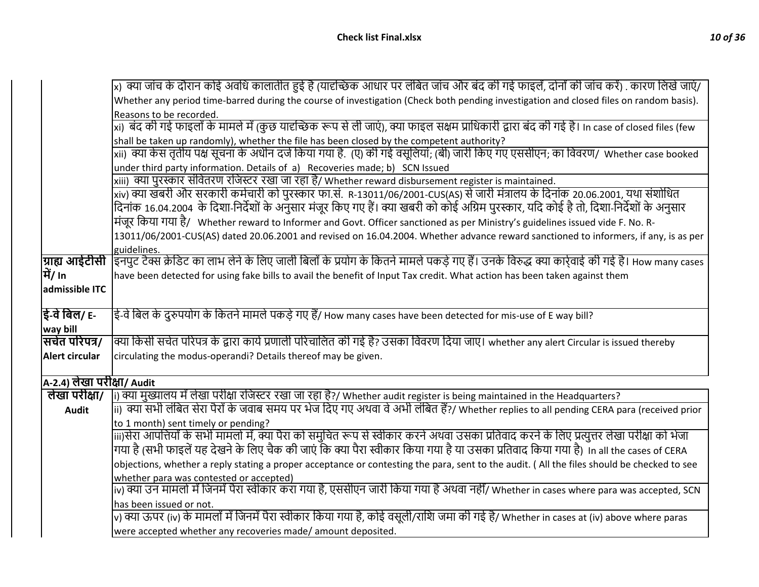| | |
|---|---|
| | x) क्या जांच के दौरान कोई अवधि कालातीत हुई है (यादृच्छिक आधार पर लंबित जांच और बंद की गई फाइलें, दोनों की जांच करें) . कारण लिखे जाएं/ Whether any period time-barred during the course of investigation (Check both pending investigation and closed files on random basis). Reasons to be recorded. |
| | xi) बंद की गई फाइलों के मामले में (कुछ यादृच्छिक रूप से ली जाएं), क्या फाइल सक्षम प्राधिकारी द्वारा बंद की गई है। In case of closed files (few shall be taken up randomly), whether the file has been closed by the competent authority? |
| | xii) क्या केस तृतीय पक्ष सूचना के अधीन दर्ज किया गया है. (ए) की गई वसूलियां; (बी) जारी किए गए एससीएन; का विवरण/ Whether case booked under third party information. Details of a) Recoveries made; b) SCN Issued |
| | xiii) क्या पुरस्कार संवितरण रजिस्टर रखा जा रहा है/ Whether reward disbursement register is maintained. |
| | xiv) क्या खबरी और सरकारी कर्मचारी को पुरस्कार फा.सं. R-13011/06/2001-CUS(AS) से जारी मंत्रालय के दिनांक 20.06.2001, यथा संशोधित दिनांक 16.04.2004 के दिशा-निर्देशों के अनुसार मंजूर किए गए हैं। क्या खबरी को कोई अग्रिम पुरस्कार, यदि कोई है तो, दिशा-निर्देशों के अनुसार मंजूर किया गया है/ Whether reward to Informer and Govt. Officer sanctioned as per Ministry's guidelines issued vide F. No. R-13011/06/2001-CUS(AS) dated 20.06.2001 and revised on 16.04.2004. Whether advance reward sanctioned to informers, if any, is as per guidelines. |
| **ग्राह्य आईटीसी में/ In admissible ITC** | इनपुट टैक्स क्रेडिट का लाभ लेने के लिए जाली बिलों के प्रयोग के कितने मामले पकड़े गए हैं। उनके विरुद्ध क्या कार्रवाई की गई है। How many cases have been detected for using fake bills to avail the benefit of Input Tax credit. What action has been taken against them |
| **ई-वे बिल/ E-way bill** | ई-वे बिल के दुरुपयोग के कितने मामले पकड़े गए हैं/ How many cases have been detected for mis-use of E way bill? |
| **सचेत परिपत्र/ Alert circular** | क्या किसी सचेत परिपत्र के द्वारा कार्य प्रणाली परिचालित की गई है? उसका विवरण दिया जाए। whether any alert Circular is issued thereby circulating the modus-operandi? Details thereof may be given. |

**A-2.4) लेखा परीक्षा/ Audit**

| | |
|---|---|
| **लेखा परीक्षा/ Audit** | i) क्या मुख्यालय में लेखा परीक्षा रजिस्टर रखा जा रहा है?/ Whether audit register is being maintained in the Headquarters? |
| | ii) क्या सभी लंबित सेरा पैरों के जवाब समय पर भेज दिए गए अथवा वे अभी लंबित हैं?/ Whether replies to all pending CERA para (received prior to 1 month) sent timely or pending? |
| | iii)सेरा आपत्तियों के सभी मामलों में, क्या पैरा को समुचित रूप से स्वीकार करने अथवा उसका प्रतिवाद करने के लिए प्रत्युत्तर लेखा परीक्षा को भेजा गया है (सभी फाइलें यह देखने के लिए चैक की जाएं कि क्या पैरा स्वीकार किया गया है या उसका प्रतिवाद किया गया है) In all the cases of CERA objections, whether a reply stating a proper acceptance or contesting the para, sent to the audit. ( All the files should be checked to see whether para was contested or accepted) |
| | iv) क्या उन मामलों में जिनमें पैरा स्वीकार करा गया है, एससीएन जारी किया गया है अथवा नहीं/ Whether in cases where para was accepted, SCN has been issued or not. |
| | v) क्या ऊपर (iv) के मामलों में जिनमें पैरा स्वीकार किया गया है, कोई वसूली/राशि जमा की गई है/ Whether in cases at (iv) above where paras were accepted whether any recoveries made/ amount deposited. |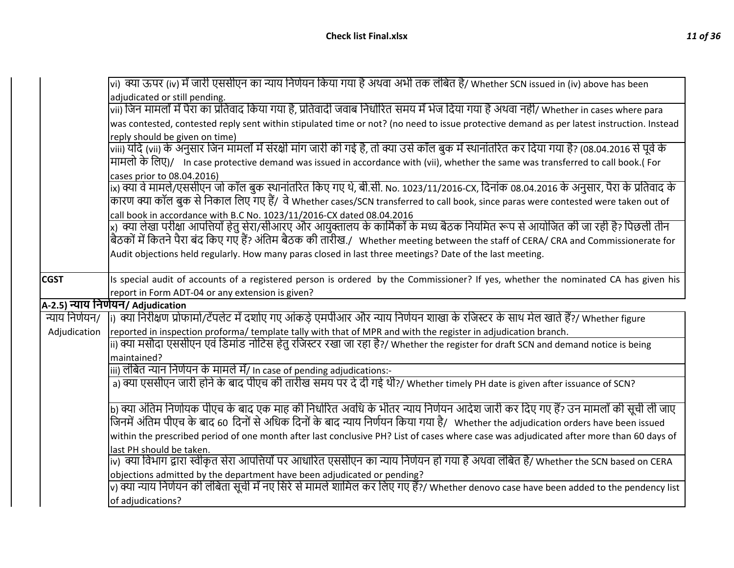| | |
|---|---|
| | vi) क्या ऊपर (iv) में जारी एससीएन का न्याय निर्णयन किया गया है अथवा अभी तक लंबित है/ Whether SCN issued in (iv) above has been adjudicated or still pending. |
| | vii) जिन मामलों में पैरा का प्रतिवाद किया गया है, प्रतिवादी जवाब निर्धारित समय में भेज दिया गया है अथवा नहीं/ Whether in cases where para was contested, contested reply sent within stipulated time or not? (no need to issue protective demand as per latest instruction. Instead reply should be given on time) |
| | viii) यदि (vii) के अनुसार जिन मामलों में संरक्षी मांग जारी की गई है, तो क्या उसे कॉल बुक में स्थानांतरित कर दिया गया है? (08.04.2016 से पूर्व के मामलो के लिए)/ In case protective demand was issued in accordance with (vii), whether the same was transferred to call book.( For cases prior to 08.04.2016) |
| | ix) क्या वे मामले/एससीएन जो कॉल बुक स्थानांतरित किए गए थे, बी.सी. No. 1023/11/2016-CX, दिनांक 08.04.2016 के अनुसार, पैरा के प्रतिवाद के कारण क्या कॉल बुक से निकाल लिए गए हैं/ वे Whether cases/SCN transferred to call book, since paras were contested were taken out of call book in accordance with B.C No. 1023/11/2016-CX dated 08.04.2016 |
| | x) क्या लेखा परीक्षा आपत्तियों हेतु सेरा/सीआरए और आयुक्तालय के कार्मिकों के मध्य बैठक नियमित रूप से आयोजित की जा रही है? पिछली तीन बैठकों में कितने पैरा बंद किए गए हैं? अंतिम बैठक की तारीख./ Whether meeting between the staff of CERA/ CRA and Commissionerate for Audit objections held regularly. How many paras closed in last three meetings? Date of the last meeting. |
| **CGST** | Is special audit of accounts of a registered person is ordered by the Commissioner? If yes, whether the nominated CA has given his report in Form ADT-04 or any extension is given? |
| **A-2.5) न्याय निर्णयन/ Adjudication** | |
| न्याय निर्णयन/ Adjudication | i) क्या निरीक्षण प्रोफार्मा/टेंपलेट में दर्शाए गए आंकड़े एमपीआर और न्याय निर्णयन शाखा के रजिस्टर के साथ मेल खाते हैं?/ Whether figure reported in inspection proforma/ template tally with that of MPR and with the register in adjudication branch. |
| | ii) क्या मसौदा एससीएन एवं डिमांड नोटिस हेतु रजिस्टर रखा जा रहा है?/ Whether the register for draft SCN and demand notice is being maintained? |
| | iii) लंबित न्यान निर्णयन के मामले में/ In case of pending adjudications:- |
| | a) क्या एससीएन जारी होने के बाद पीएच की तारीख समय पर दे दी गई थी?/ Whether timely PH date is given after issuance of SCN? |
| | b) क्या अंतिम निर्णायक पीएच के बाद एक माह की निर्धारित अवधि के भीतर न्याय निर्णयन आदेश जारी कर दिए गए हैं? उन मामलों की सूची ली जाए जिनमें अंतिम पीएच के बाद 60 दिनों से अधिक दिनों के बाद न्याय निर्णयन किया गया है/ Whether the adjudication orders have been issued within the prescribed period of one month after last conclusive PH? List of cases where case was adjudicated after more than 60 days of last PH should be taken. |
| | iv) क्या विभाग द्वारा स्वीकृत सेरा आपत्तियों पर आधारित एससीएन का न्याय निर्णयन हो गया है अथवा लंबित है/ Whether the SCN based on CERA objections admitted by the department have been adjudicated or pending? |
| | v) क्या न्याय निर्णयन की लंबिता सूची में नए सिरे से मामले शामिल कर लिए गए हैं?/ Whether denovo case have been added to the pendency list of adjudications? |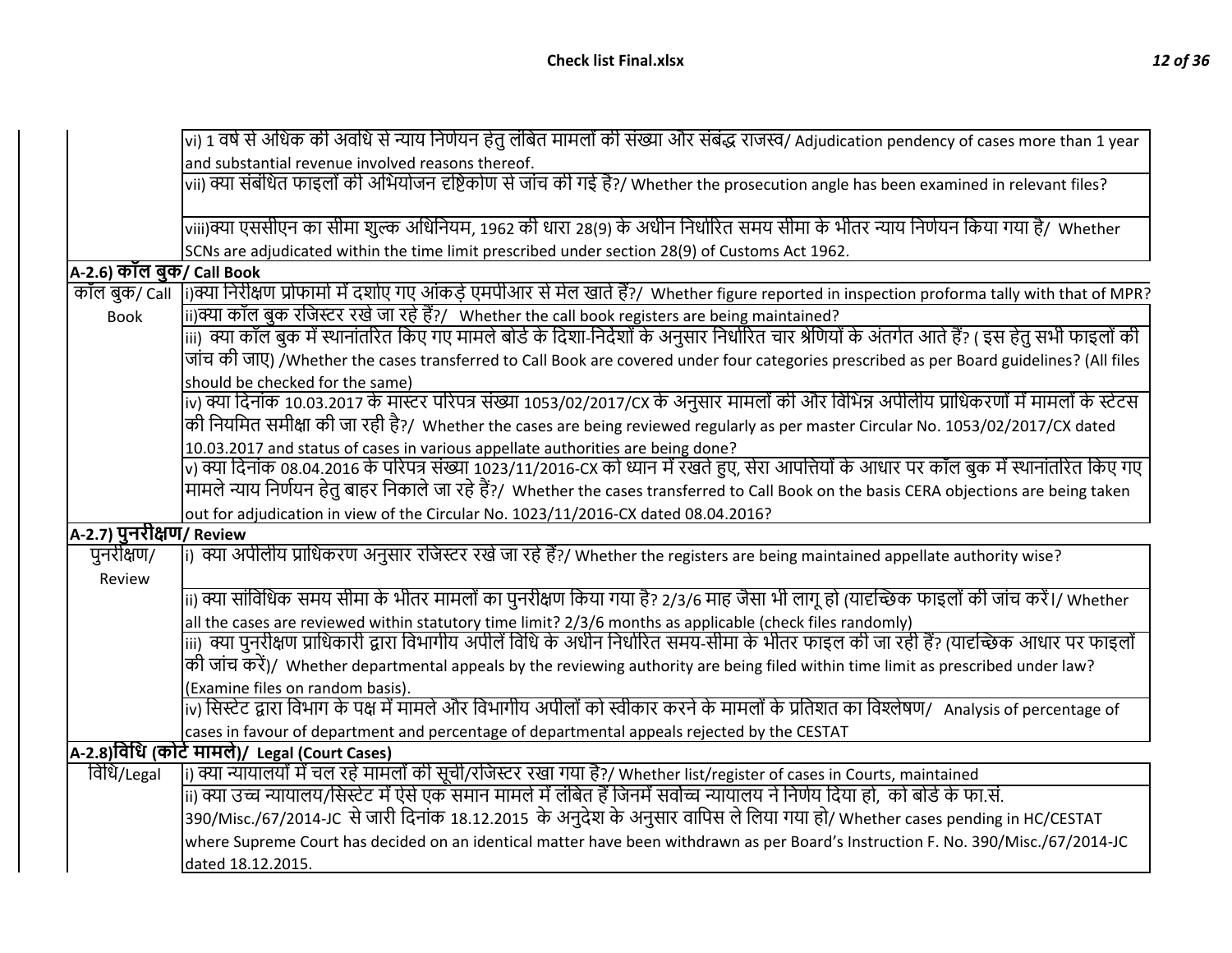| | |
|---|---|
| | vi) 1 वर्ष से अधिक की अवधि से न्याय निर्णयन हेतु लंबित मामलों की संख्या और संबंद्ध राजस्व/ Adjudication pendency of cases more than 1 year and substantial revenue involved reasons thereof. |
| | vii) क्या संबंधित फाइलों की अभियोजन दृष्टिकोण से जांच की गई है?/ Whether the prosecution angle has been examined in relevant files? |
| | viii)क्या एससीएन का सीमा शुल्क अधिनियम, 1962 की धारा 28(9) के अधीन निर्धारित समय सीमा के भीतर न्याय निर्णयन किया गया है/ Whether SCNs are adjudicated within the time limit prescribed under section 28(9) of Customs Act 1962. |
| **A-2.6) कॉल बुक/ Call Book** | |
| कॉल बुक/ Call Book | i)क्या निरीक्षण प्रोफार्मा में दर्शाए गए आंकड़े एमपीआर से मेल खाते हैं?/ Whether figure reported in inspection proforma tally with that of MPR? |
| | ii)क्या कॉल बुक रजिस्टर रखे जा रहे हैं?/ Whether the call book registers are being maintained? |
| | iii) क्या कॉल बुक में स्थानांतरित किए गए मामले बोर्ड के दिशा-निर्देशों के अनुसार निर्धारित चार श्रेणियों के अंतर्गत आते हैं? ( इस हेतु सभी फाइलों की जांच की जाए) /Whether the cases transferred to Call Book are covered under four categories prescribed as per Board guidelines? (All files should be checked for the same) |
| | iv) क्या दिनांक 10.03.2017 के मास्टर परिपत्र संख्या 1053/02/2017/CX के अनुसार मामलों की और विभिन्न अपीलीय प्राधिकरणों में मामलों के स्टेटस की नियमित समीक्षा की जा रही है?/ Whether the cases are being reviewed regularly as per master Circular No. 1053/02/2017/CX dated 10.03.2017 and status of cases in various appellate authorities are being done? |
| | v) क्या दिनांक 08.04.2016 के परिपत्र संख्या 1023/11/2016-CX को ध्यान में रखते हुए, सेरा आपत्तियों के आधार पर कॉल बुक में स्थानांतरित किए गए मामले न्याय निर्णयन हेतु बाहर निकाले जा रहे हैं?/ Whether the cases transferred to Call Book on the basis CERA objections are being taken out for adjudication in view of the Circular No. 1023/11/2016-CX dated 08.04.2016? |
| **A-2.7) पुनरीक्षण/ Review** | |
| पुनरीक्षण/ Review | i) क्या अपीलीय प्राधिकरण अनुसार रजिस्टर रखे जा रहे हैं?/ Whether the registers are being maintained appellate authority wise? |
| | ii) क्या सांविधिक समय सीमा के भीतर मामलों का पुनरीक्षण किया गया है? 2/3/6 माह जैसा भी लागू हो (यादृच्छिक फाइलों की जांच करें।/ Whether all the cases are reviewed within statutory time limit? 2/3/6 months as applicable (check files randomly) |
| | iii) क्या पुनरीक्षण प्राधिकारी द्वारा विभागीय अपीलें विधि के अधीन निर्धारित समय-सीमा के भीतर फाइल की जा रही हैं? (यादृच्छिक आधार पर फाइलों की जांच करें)/ Whether departmental appeals by the reviewing authority are being filed within time limit as prescribed under law? (Examine files on random basis). |
| | iv) सिस्टेट द्वारा विभाग के पक्ष में मामले और विभागीय अपीलों को स्वीकार करने के मामलों के प्रतिशत का विश्लेषण/ Analysis of percentage of cases in favour of department and percentage of departmental appeals rejected by the CESTAT |
| **A-2.8)विधि (कोर्ट मामले)/ Legal (Court Cases)** | |
| विधि/Legal | i) क्या न्यायालयों में चल रहे मामलों की सूची/रजिस्टर रखा गया है?/ Whether list/register of cases in Courts, maintained |
| | ii) क्या उच्च न्यायालय/सिस्टेट में ऐसे एक समान मामले में लंबित हैं जिनमें सर्वोच्च न्यायालय ने निर्णय दिया हो, को बोर्ड के फा.सं. 390/Misc./67/2014-JC से जारी दिनांक 18.12.2015 के अनुदेश के अनुसार वापिस ले लिया गया हो/ Whether cases pending in HC/CESTAT where Supreme Court has decided on an identical matter have been withdrawn as per Board's Instruction F. No. 390/Misc./67/2014-JC dated 18.12.2015. |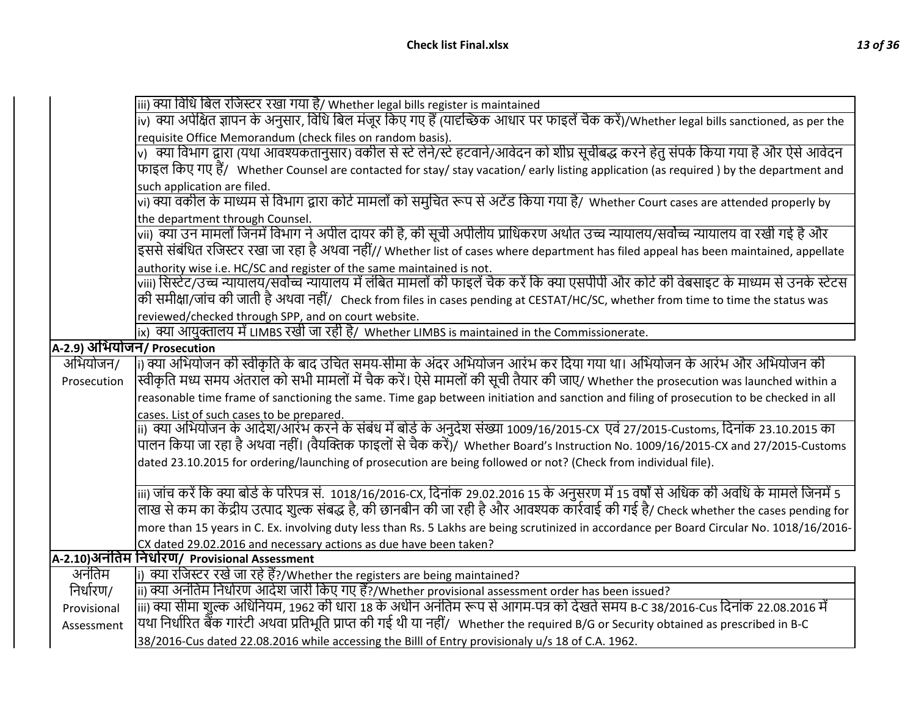| | |
|---|---|
| | iii) क्या विधि बिल रजिस्टर रखा गया है/ Whether legal bills register is maintained |
| | iv) क्या अपेक्षित ज्ञापन के अनुसार, विधि बिल मंजूर किए गए हैं (यादृच्छिक आधार पर फाइलें चैक करें)/Whether legal bills sanctioned, as per the requisite Office Memorandum (check files on random basis). |
| | v) क्या विभाग द्वारा (यथा आवश्यकतानुसार) वकील से स्टे लेने/स्टे हटवाने/आवेदन को शीघ्र सूचीबद्ध करने हेतु संपर्क किया गया है और ऐसे आवेदन फाइल किए गए हैं/ Whether Counsel are contacted for stay/ stay vacation/ early listing application (as required ) by the department and such application are filed. |
| | vi) क्या वकील के माध्यम से विभाग द्वारा कोर्ट मामलों को समुचित रूप से अटेंड किया गया है/ Whether Court cases are attended properly by the department through Counsel. |
| | vii) क्या उन मामलों जिनमें विभाग ने अपील दायर की है, की सूची अपीलीय प्राधिकरण अर्थात उच्च न्यायालय/सर्वोच्च न्यायालय वा रखी गई है और इससे संबंधित रजिस्टर रखा जा रहा है अथवा नहीं// Whether list of cases where department has filed appeal has been maintained, appellate authority wise i.e. HC/SC and register of the same maintained is not. |
| | viii) सिस्टेट/उच्च न्यायालय/सर्वोच्च न्यायालय में लंबित मामलों की फाइलें चैक करें कि क्या एसपीपी और कोर्ट की वेबसाइट के माध्यम से उनके स्टेटस की समीक्षा/जांच की जाती है अथवा नहीं/ Check from files in cases pending at CESTAT/HC/SC, whether from time to time the status was reviewed/checked through SPP, and on court website. |
| | ix) क्या आयुक्तालय में LIMBS रखी जा रही है/ Whether LIMBS is maintained in the Commissionerate. |
| **A-2.9) अभियोजन/ Prosecution** | |
| अभियोजन/ Prosecution | i) क्या अभियोजन की स्वीकृति के बाद उचित समय-सीमा के अंदर अभियोजन आरंभ कर दिया गया था। अभियोजन के आरंभ और अभियोजन की स्वीकृति मध्य समय अंतराल को सभी मामलों में चैक करें। ऐसे मामलों की सूची तैयार की जाए/ Whether the prosecution was launched within a reasonable time frame of sanctioning the same. Time gap between initiation and sanction and filing of prosecution to be checked in all cases. List of such cases to be prepared. |
| | ii) क्या अभियोजन के आदेश/आरंभ करने के संबंध में बोर्ड के अनुदेश संख्या 1009/16/2015-CX एवं 27/2015-Customs, दिनांक 23.10.2015 का पालन किया जा रहा है अथवा नहीं। (वैयक्तिक फाइलों से चैक करें)/ Whether Board's Instruction No. 1009/16/2015-CX and 27/2015-Customs dated 23.10.2015 for ordering/launching of prosecution are being followed or not? (Check from individual file). |
| | iii) जांच करें कि क्या बोर्ड के परिपत्र सं. 1018/16/2016-CX, दिनांक 29.02.2016 15 के अनुसरण में 15 वर्षों से अधिक की अवधि के मामले जिनमें 5 लाख से कम का केंद्रीय उत्पाद शुल्क संबद्ध है, की छानबीन की जा रही है और आवश्यक कार्रवाई की गई है/ Check whether the cases pending for more than 15 years in C. Ex. involving duty less than Rs. 5 Lakhs are being scrutinized in accordance per Board Circular No. 1018/16/2016-CX dated 29.02.2016 and necessary actions as due have been taken? |
| **A-2.10)अनंतिम निर्धारण/ Provisional Assessment** | |
| अनंतिम निर्धारण/ Provisional Assessment | i) क्या रजिस्टर रखे जा रहे हैं?/Whether the registers are being maintained? |
| | ii) क्या अनंतिम निर्धारण आदेश जारी किए गए हैं?/Whether provisional assessment order has been issued? |
| | iii) क्या सीमा शुल्क अधिनियम, 1962 की धारा 18 के अधीन अनंतिम रूप से आगम-पत्र को देखते समय B-C 38/2016-Cus दिनांक 22.08.2016 में यथा निर्धारित बैंक गारंटी अथवा प्रतिभूति प्राप्त की गई थी या नहीं/ Whether the required B/G or Security obtained as prescribed in B-C 38/2016-Cus dated 22.08.2016 while accessing the Billl of Entry provisionaly u/s 18 of C.A. 1962. |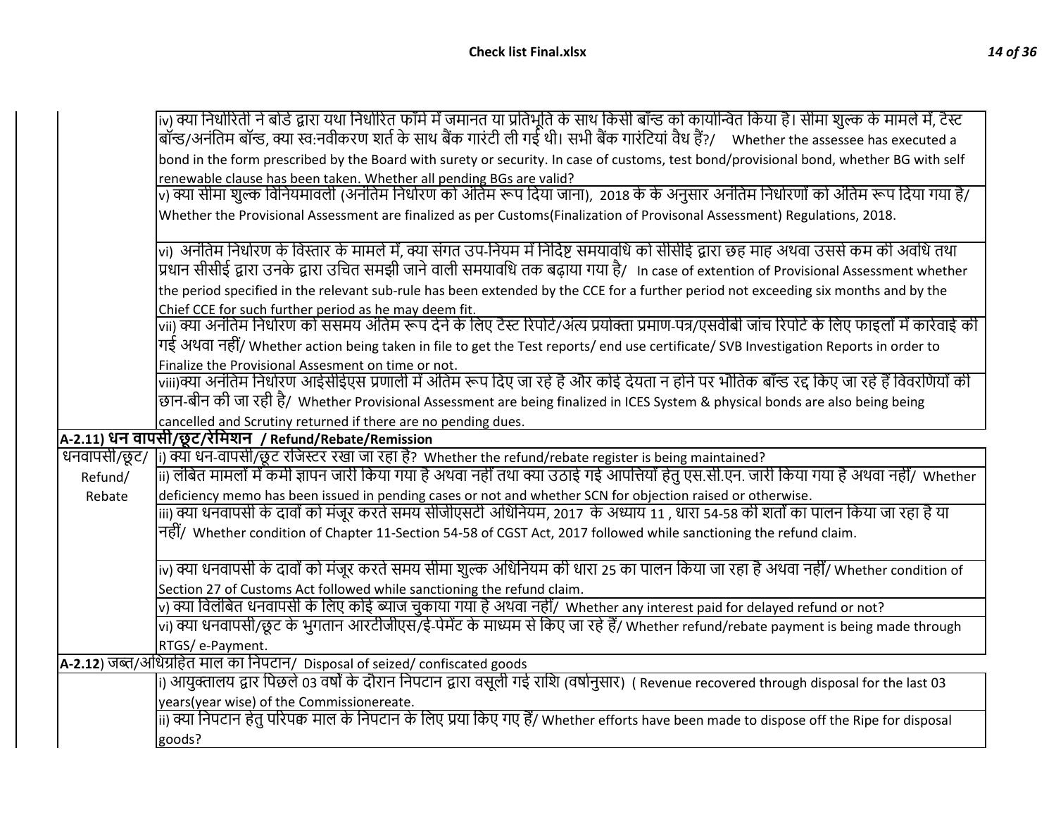| | |
|---|---|
| | iv) क्या निर्धारिती ने बोर्ड द्वारा यथा निर्धारित फॉर्म में जमानत या प्रतिभूति के साथ किसी बॉन्ड को कार्यान्वित किया है। सीमा शुल्क के मामले में, टेस्ट बॉन्ड/अनंतिम बॉन्ड, क्या स्व:नवीकरण शर्त के साथ बैंक गारंटी ली गई थी। सभी बैंक गारंटियां वैध हैं?/ Whether the assessee has executed a bond in the form prescribed by the Board with surety or security. In case of customs, test bond/provisional bond, whether BG with self renewable clause has been taken. Whether all pending BGs are valid? |
| | v) क्या सीमा शुल्क विनियमावली (अनंतिम निर्धारण को अंतिम रूप दिया जाना), 2018 के के अनुसार अनंतिम निर्धारणों को अंतिम रूप दिया गया है/ Whether the Provisional Assessment are finalized as per Customs(Finalization of Provisonal Assessment) Regulations, 2018. |
| | vi) अनंतिम निर्धारण के विस्तार के मामले में, क्या संगत उप-नियम में निर्दिष्ट समयावधि को सीसीई द्वारा छह माह अथवा उससे कम की अवधि तथा प्रधान सीसीई द्वारा उनके द्वारा उचित समझी जाने वाली समयावधि तक बढ़ाया गया है/ In case of extention of Provisional Assessment whether the period specified in the relevant sub-rule has been extended by the CCE for a further period not exceeding six months and by the Chief CCE for such further period as he may deem fit. |
| | vii) क्या अनंतिम निर्धारण को ससमय अंतिम रूप देने के लिए टेस्ट रिपोर्ट/अंत्य प्रयोक्ता प्रमाण-पत्र/एसवीबी जांच रिपोर्ट के लिए फाइलों में कारवाई की गई अथवा नहीं/ Whether action being taken in file to get the Test reports/ end use certificate/ SVB Investigation Reports in order to Finalize the Provisional Assesment on time or not. |
| | viii)क्या अनंतिम निर्धारण आईसीईएस प्रणाली में अंतिम रूप दिए जा रहे है और कोई देयता न होने पर भौतिक बॉन्ड रद्द किए जा रहे हैं विवरणियों की छान-बीन की जा रही है/ Whether Provisional Assessment are being finalized in ICES System & physical bonds are also being being cancelled and Scrutiny returned if there are no pending dues. |
| **A-2.11) धन वापसी/छूट/रेमिशन / Refund/Rebate/Remission** | |
| धनवापसी/छूट/ Refund/ Rebate | i) क्या धन-वापसी/छूट रजिस्टर रखा जा रहा है? Whether the refund/rebate register is being maintained? |
| | ii) लंबित मामलों में कमी ज्ञापन जारी किया गया है अथवा नहीं तथा क्या उठाई गई आपत्तियों हेतु एस.सी.एन. जारी किया गया है अथवा नहीं/ Whether deficiency memo has been issued in pending cases or not and whether SCN for objection raised or otherwise. |
| | iii) क्या धनवापसी के दावों को मंजूर करते समय सीजीएसटी अधिनियम, 2017 के अध्याय 11 , धारा 54-58 की शर्तों का पालन किया जा रहा है या नहीं/ Whether condition of Chapter 11-Section 54-58 of CGST Act, 2017 followed while sanctioning the refund claim. |
| | iv) क्या धनवापसी के दावों को मंजूर करते समय सीमा शुल्क अधिनियम की धारा 25 का पालन किया जा रहा है अथवा नहीं/ Whether condition of Section 27 of Customs Act followed while sanctioning the refund claim. |
| | v) क्या विलंबित धनवापसी के लिए कोई ब्याज चुकाया गया है अथवा नहीं/ Whether any interest paid for delayed refund or not? |
| | vi) क्या धनवापसी/छूट के भुगतान आरटीजीएस/ई-पेमेंट के माध्यम से किए जा रहे हैं/ Whether refund/rebate payment is being made through RTGS/ e-Payment. |
| **A-2.12**) जब्त/अधिग्रहित माल का निपटान/ Disposal of seized/ confiscated goods | |
| | i) आयुक्तालय द्वार पिछले 03 वर्षों के दौरान निपटान द्वारा वसूली गई राशि (वर्षानुसार) ( Revenue recovered through disposal for the last 03 years(year wise) of the Commissionereate. |
| | ii) क्या निपटान हेतु परिपक्व माल के निपटान के लिए प्रया किए गए हैं/ Whether efforts have been made to dispose off the Ripe for disposal goods? |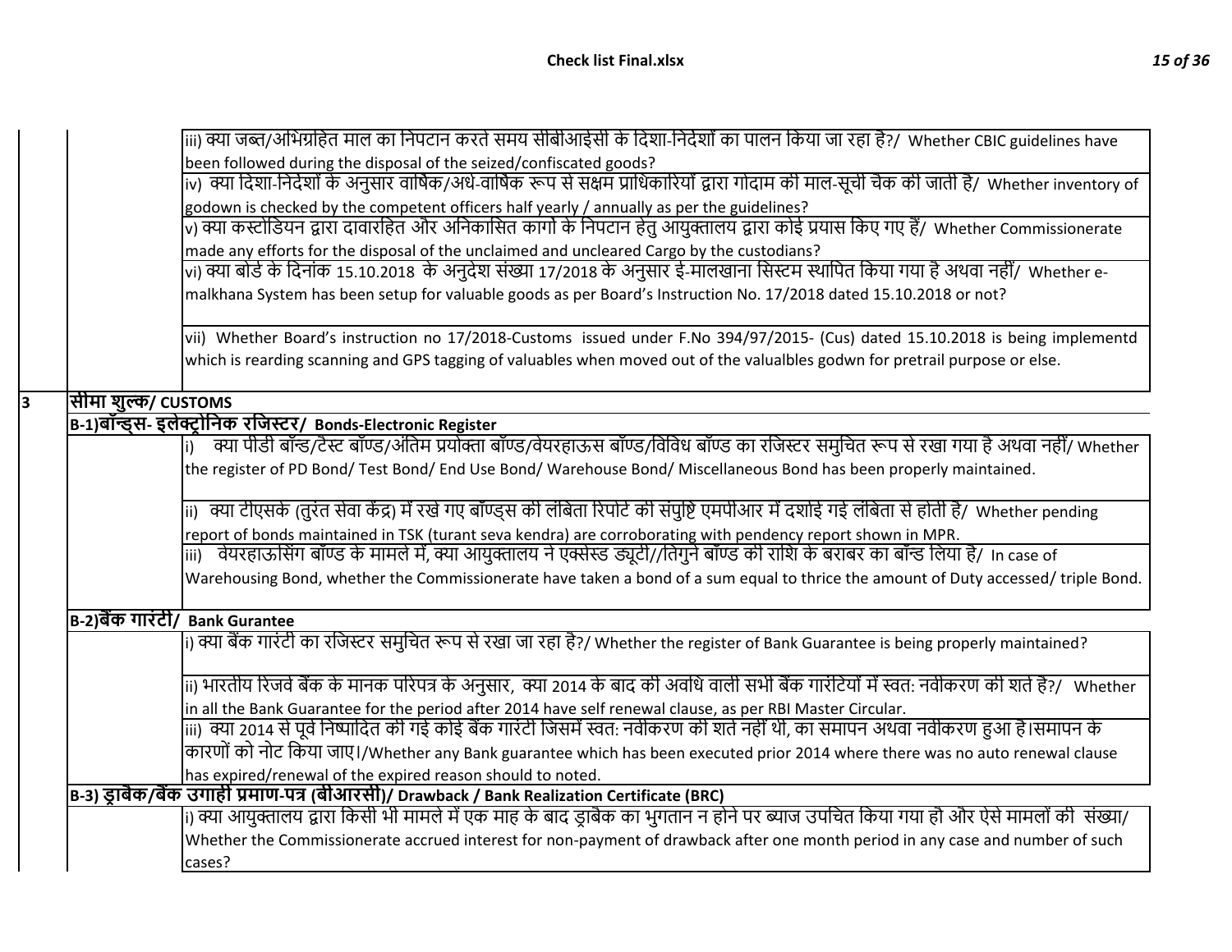| | | |
|---|---|---|
| | | iii) क्या जब्त/अभिग्रहित माल का निपटान करते समय सीबीआईसी के दिशा-निर्देशों का पालन किया जा रहा है?/ Whether CBIC guidelines have been followed during the disposal of the seized/confiscated goods? |
| | | iv) क्या दिशा-निर्देशों के अनुसार वार्षिक/अर्ध-वार्षिक रूप से सक्षम प्राधिकारियों द्वारा गोदाम की माल-सूची चैक की जाती है/ Whether inventory of godown is checked by the competent officers half yearly / annually as per the guidelines? |
| | | v) क्या कस्टोडियन द्वारा दावारहित और अनिकासित कार्गो के निपटान हेतु आयुक्तालय द्वारा कोई प्रयास किए गए हैं/ Whether Commissionerate made any efforts for the disposal of the unclaimed and uncleared Cargo by the custodians? |
| | | vi) क्या बोर्ड के दिनांक 15.10.2018 के अनुदेश संख्या 17/2018 के अनुसार ई-मालखाना सिस्टम स्थापित किया गया है अथवा नहीं/ Whether e-malkhana System has been setup for valuable goods as per Board's Instruction No. 17/2018 dated 15.10.2018 or not? |
| | | vii) Whether Board's instruction no 17/2018-Customs issued under F.No 394/97/2015- (Cus) dated 15.10.2018 is being implementd which is rearding scanning and GPS tagging of valuables when moved out of the valualbles godwn for pretrail purpose or else. |
| 3 | **सीमा शुल्क/ CUSTOMS** | |
| | **B-1)बॉन्ड्स- इलेक्ट्रोनिक रजिस्टर/ Bonds-Electronic Register** | |
| | | i) क्या पीडी बॉन्ड/टेस्ट बॉण्ड/अंतिम प्रयोक्ता बॉण्ड/वेयरहाऊस बॉण्ड/विविध बॉण्ड का रजिस्टर समुचित रूप से रखा गया है अथवा नहीं/ Whether the register of PD Bond/ Test Bond/ End Use Bond/ Warehouse Bond/ Miscellaneous Bond has been properly maintained. |
| | | ii) क्या टीएसके (तुरंत सेवा केंद्र) में रखे गए बॉण्ड्स की लंबिता रिपोर्ट की संपुष्टि एमपीआर में दर्शाई गई लंबिता से होती है/ Whether pending report of bonds maintained in TSK (turant seva kendra) are corroborating with pendency report shown in MPR. |
| | | iii) वेयरहाऊसिंग बॉण्ड के मामले में, क्या आयुक्तालय ने एक्सेस्ड ड्यूटी//तिगुने बॉण्ड की राशि के बराबर का बॉन्ड लिया है/ In case of Warehousing Bond, whether the Commissionerate have taken a bond of a sum equal to thrice the amount of Duty accessed/ triple Bond. |
| | **B-2)बैंक गारंटी/ Bank Gurantee** | |
| | | i) क्या बैंक गारंटी का रजिस्टर समुचित रूप से रखा जा रहा है?/ Whether the register of Bank Guarantee is being properly maintained? |
| | | ii) भारतीय रिजर्व बैंक के मानक परिपत्र के अनुसार, क्या 2014 के बाद की अवधि वाली सभी बैंक गारंटियों में स्वत: नवीकरण की शर्त है?/ Whether in all the Bank Guarantee for the period after 2014 have self renewal clause, as per RBI Master Circular. |
| | | iii) क्या 2014 से पूर्व निष्पादित की गई कोई बैंक गारंटी जिसमें स्वत: नवीकरण की शर्त नहीं थी, का समापन अथवा नवीकरण हुआ है।समापन के कारणों को नोट किया जाए।/Whether any Bank guarantee which has been executed prior 2014 where there was no auto renewal clause has expired/renewal of the expired reason should to noted. |
| | **B-3) ड्राबेक/बैंक उगाही प्रमाण-पत्र (बीआरसी)/ Drawback / Bank Realization Certificate (BRC)** | |
| | | i) क्या आयुक्तालय द्वारा किसी भी मामले में एक माह के बाद ड्राबेक का भुगतान न होने पर ब्याज उपचित किया गया हो और ऐसे मामलों की संख्या/ Whether the Commissionerate accrued interest for non-payment of drawback after one month period in any case and number of such cases? |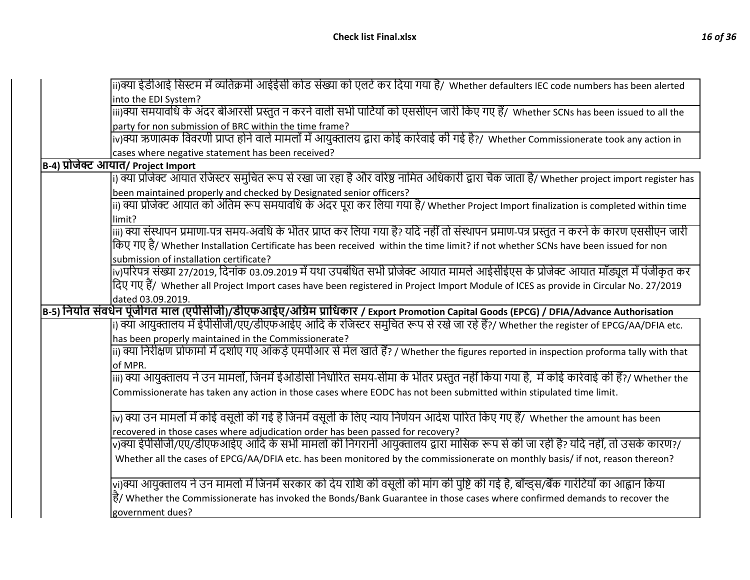| | |
|---|---|
| | ii)क्या इडीआई सिस्टम में व्यतिक्रमी आईईसी कोड संख्या को एलर्ट कर दिया गया है/ Whether defaulters IEC code numbers has been alerted into the EDI System? |
| | iii)क्या समयावधि के अंदर बीआरसी प्रस्तुत न करने वाली सभी पार्टियों को एससीएन जारी किए गए हैं/ Whether SCNs has been issued to all the party for non submission of BRC within the time frame? |
| | iv)क्या ऋणात्मक विवरणी प्राप्त होने वाले मामलों में आयुक्तालय द्वारा कोई कार्रवाई की गई है?/ Whether Commissionerate took any action in cases where negative statement has been received? |
| **B-4) प्रोजेक्ट आयात/ Project Import** | |
| | i) क्या प्रोजेक्ट आयात रजिस्टर समुचित रूप से रखा जा रहा है और वरिष्ठ नामित अधिकारी द्वारा चैक जाता है/ Whether project import register has been maintained properly and checked by Designated senior officers? |
| | ii) क्या प्रोजेक्ट आयात को अंतिम रूप समयावधि के अंदर पूरा कर लिया गया है/ Whether Project Import finalization is completed within time limit? |
| | iii) क्या संस्थापन प्रमाणा-पत्र समय-अवधि के भीतर प्राप्त कर लिया गया है? यदि नहीं तो संस्थापन प्रमाण-पत्र प्रस्तुत न करने के कारण एससीएन जारी किए गए है/ Whether Installation Certificate has been received within the time limit? if not whether SCNs have been issued for non submission of installation certificate? |
| | iv)परिपत्र संख्या 27/2019, दिनांक 03.09.2019 में यथा उपबंधित सभी प्रोजेक्ट आयात मामले आईसीईएस के प्रोजेक्ट आयात मॉड्यूल में पंजीकृत कर दिए गए हैं/ Whether all Project Import cases have been registered in Project Import Module of ICES as provide in Circular No. 27/2019 dated 03.09.2019. |
| **B-5) निर्यात संवर्धन पूंजीगत माल (एपीसीजी)/डीएफआईए/अग्रिम प्राधिकार / Export Promotion Capital Goods (EPCG) / DFIA/Advance Authorisation** | |
| | i) क्या आयुक्तालय में ईपीसीजी/एए/डीएफआईए आदि के रजिस्टर समुचित रूप से रखे जा रहे हैं?/ Whether the register of EPCG/AA/DFIA etc. has been properly maintained in the Commissionerate? |
| | ii) क्या निरीक्षण प्रोफार्मा में दर्शाए गए आंकड़े एमपीआर से मेल खाते हैं? / Whether the figures reported in inspection proforma tally with that of MPR. |
| | iii) क्या आयुक्तालय ने उन मामलों, जिनमें ईओडीसी निर्धारित समय-सीमा के भीतर प्रस्तुत नहीं किया गया है, में कोई कार्रवाई की हैं?/ Whether the Commissionerate has taken any action in those cases where EODC has not been submitted within stipulated time limit. |
| | iv) क्या उन मामलों में कोई वसूली की गई है जिनमें वसूली के लिए न्याय निर्णयन आदेश पारित किए गए हैं/ Whether the amount has been recovered in those cases where adjudication order has been passed for recovery? |
| | v)क्या ईपीसीजी/एए/डीएफआईए आदि के सभी मामलों की निगरानी आयुक्तालय द्वारा मासिक रूप से की जा रही है? यदि नहीं, तो उसके कारण?/ Whether all the cases of EPCG/AA/DFIA etc. has been monitored by the commissionerate on monthly basis/ if not, reason thereon? |
| | vi)क्या आयुक्तालय ने उन मामलों में जिनमें सरकार को देय राशि की वसूली की मांग की पुष्टि की गई है, बॉन्ड्स/बैंक गारंटियों का आह्वान किया है/ Whether the Commissionerate has invoked the Bonds/Bank Guarantee in those cases where confirmed demands to recover the government dues? |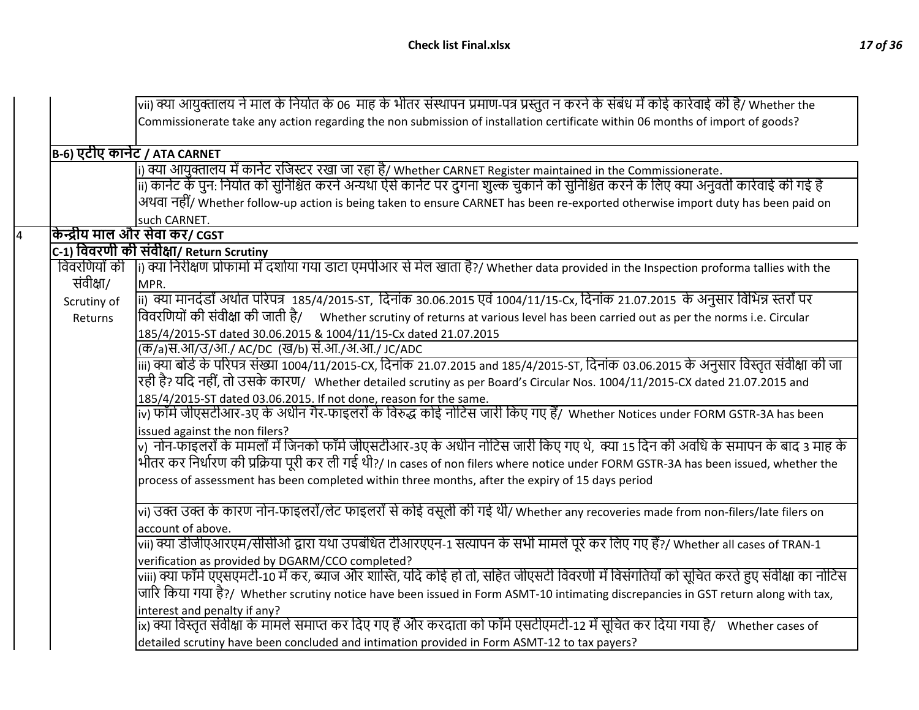| | | |
|---|---|---|
| | | vii) क्या आयुक्तालय ने माल के निर्यात के 06 माह के भीतर संस्थापन प्रमाण-पत्र प्रस्तुत न करने के संबंध में कोई कार्रवाई की है/ Whether the Commissionerate take any action regarding the non submission of installation certificate within 06 months of import of goods? |
| | **B-6) एटीए कार्नेट / ATA CARNET** | |
| | | i) क्या आयुक्तालय में कार्नेट रजिस्टर रखा जा रहा है/ Whether CARNET Register maintained in the Commissionerate. |
| | | ii) कार्नेट के पुन: निर्यात को सुनिश्चित करने अन्यथा ऐसे कार्नेट पर दुगना शुल्क चुकाने को सुनिश्चित करने के लिए क्या अनुवर्ती कार्रवाई की गई है अथवा नहीं/ Whether follow-up action is being taken to ensure CARNET has been re-exported otherwise import duty has been paid on such CARNET. |
| 4 | **केन्द्रीय माल और सेवा कर/ CGST** | |
| | **C-1) विवरणी की संवीक्षा/ Return Scrutiny** | |
| | विवरणियों की संवीक्षा/ Scrutiny of Returns | i) क्या निरीक्षण प्रोफामों में दर्शाया गया डाटा एमपीआर से मेल खाता है?/ Whether data provided in the Inspection proforma tallies with the MPR. |
| | | ii) क्या मानदंडों अर्थात परिपत्र 185/4/2015-ST, दिनांक 30.06.2015 एवं 1004/11/15-Cx, दिनांक 21.07.2015 के अनुसार विभिन्न स्तरों पर विवरणियों की संवीक्षा की जाती है/ Whether scrutiny of returns at various level has been carried out as per the norms i.e. Circular 185/4/2015-ST dated 30.06.2015 & 1004/11/15-Cx dated 21.07.2015 |
| | | (क/a)स.आ/उ/आ./ AC/DC (ख/b) सं.आ./अ.आ./ JC/ADC |
| | | iii) क्या बोर्ड के परिपत्र संख्या 1004/11/2015-CX, दिनांक 21.07.2015 and 185/4/2015-ST, दिनांक 03.06.2015 के अनुसार विस्तृत संवीक्षा की जा रही है? यदि नहीं, तो उसके कारण/ Whether detailed scrutiny as per Board's Circular Nos. 1004/11/2015-CX dated 21.07.2015 and 185/4/2015-ST dated 03.06.2015. If not done, reason for the same. |
| | | iv) फॉर्म जीएसटीआर-3ए के अधीन गैर-फाइलरों के विरुद्ध कोई नोटिस जारी किए गए हैं/ Whether Notices under FORM GSTR-3A has been issued against the non filers? |
| | | v) नोन-फाइलरों के मामलों में जिनको फॉर्म जीएसटीआर-3ए के अधीन नोटिस जारी किए गए थे, क्या 15 दिन की अवधि के समापन के बाद 3 माह के भीतर कर निर्धारण की प्रक्रिया पूरी कर ली गई थी?/ In cases of non filers where notice under FORM GSTR-3A has been issued, whether the process of assessment has been completed within three months, after the expiry of 15 days period |
| | | vi) उक्त उक्त के कारण नोन-फाइलरों/लेट फाइलरों से कोई वसूली की गई थी/ Whether any recoveries made from non-filers/late filers on account of above. |
| | | vii) क्या डीजीएआरएम/सीसीओ द्वारा यथा उपबंधित टीआरएएन-1 सत्यापन के सभी मामले पूरे कर लिए गए हैं?/ Whether all cases of TRAN-1 verification as provided by DGARM/CCO completed? |
| | | viii) क्या फॉर्म एएसएमटी-10 में कर, ब्याज और शास्ति, यदि कोई हो तो, सहित जीएसटी विवरणी में विसंगतियों को सूचित करते हुए संवीक्षा का नोटिस जारि किया गया है?/ Whether scrutiny notice have been issued in Form ASMT-10 intimating discrepancies in GST return along with tax, interest and penalty if any? |
| | | ix) क्या विस्तृत संवीक्षा के मामले समाप्त कर दिए गए हैं और करदाता को फॉर्म एसटीएमटी-12 में सूचित कर दिया गया है/ Whether cases of detailed scrutiny have been concluded and intimation provided in Form ASMT-12 to tax payers? |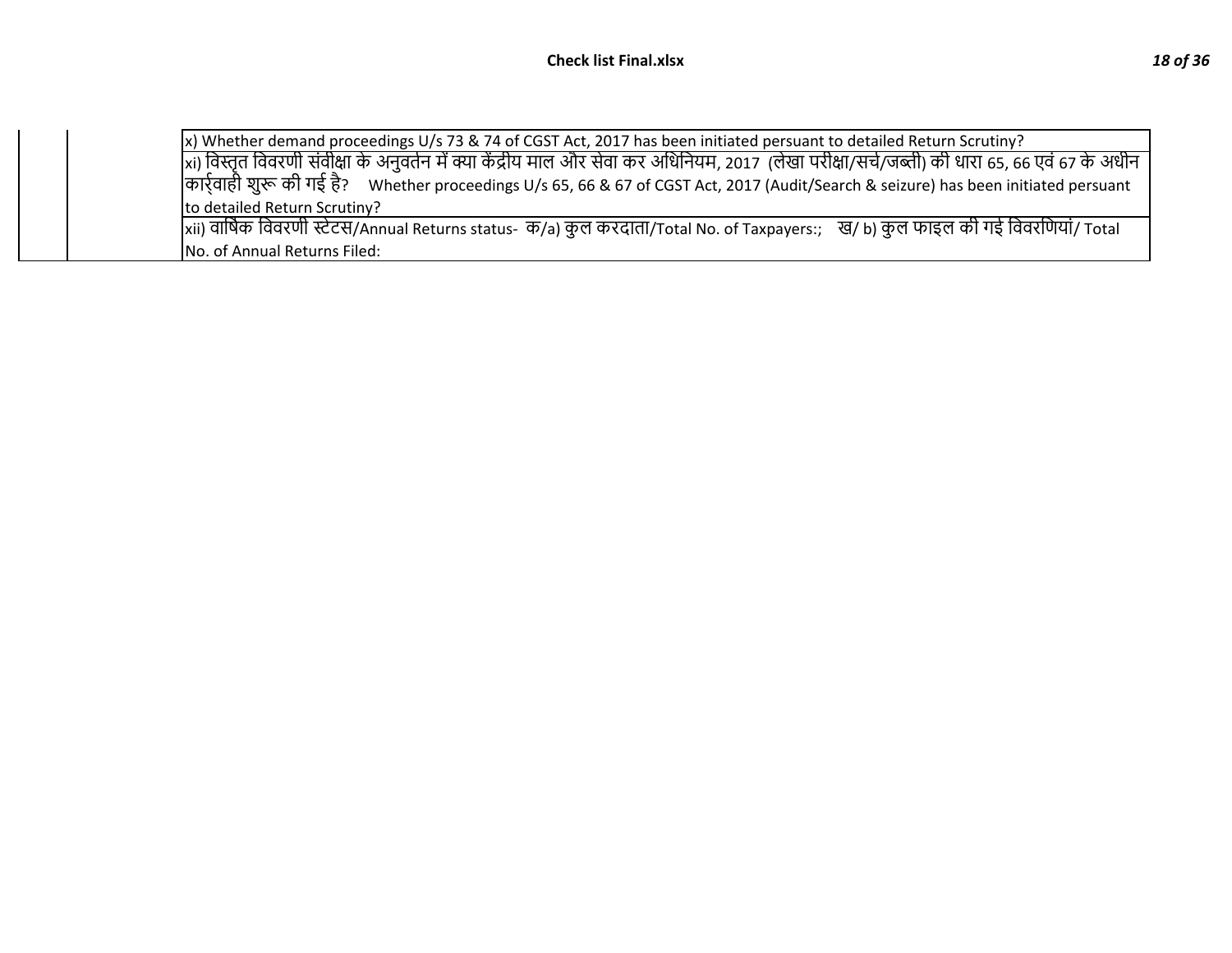|  |  |  |
|---|---|---|
|  |  | x) Whether demand proceedings U/s 73 & 74 of CGST Act, 2017 has been initiated persuant to detailed Return Scrutiny? |
|  |  | xi) विस्तृत विवरणी संवीक्षा के अनुवर्तन में क्या केंद्रीय माल और सेवा कर अधिनियम, 2017 (लेखा परीक्षा/सर्च/जब्ती) की धारा 65, 66 एवं 67 के अधीन कार्र्वाही शुरू की गई है? Whether proceedings U/s 65, 66 & 67 of CGST Act, 2017 (Audit/Search & seizure) has been initiated persuant to detailed Return Scrutiny? |
|  |  | xii) वार्षिक विवरणी स्टेटस/Annual Returns status- क/a) कुल करदाता/Total No. of Taxpayers:; ख/ b) कुल फाइल की गई विवरणियां/ Total No. of Annual Returns Filed: |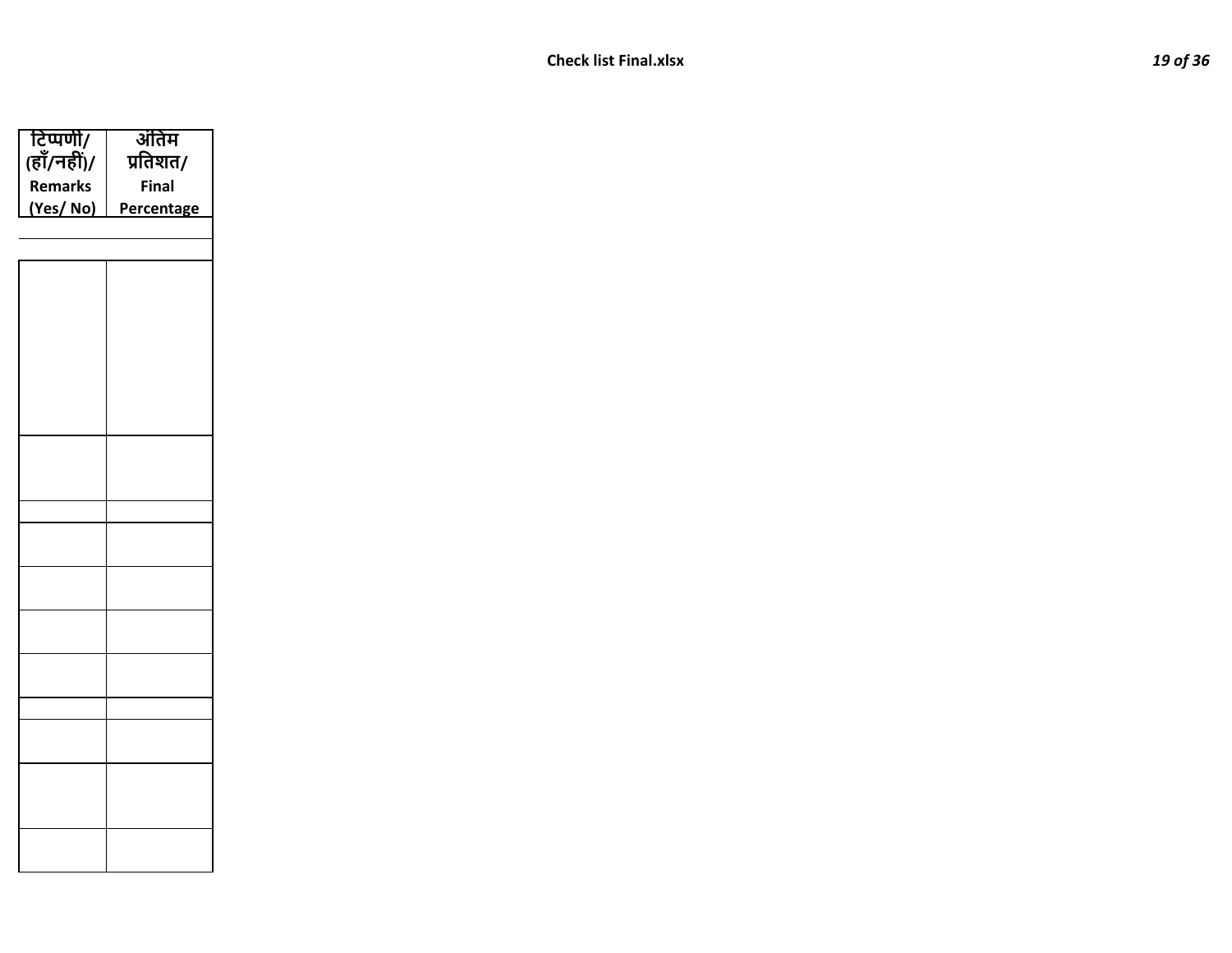| टिप्पणी/ (हाँ/नहीं)/ Remarks (Yes/ No) | अंतिम प्रतिशत/ Final Percentage |
|---|---|
| | |
| | |
| | |
| | |
| | |
| | |
| | |
| | |
| | |
| | |
| | |
| | |
| | |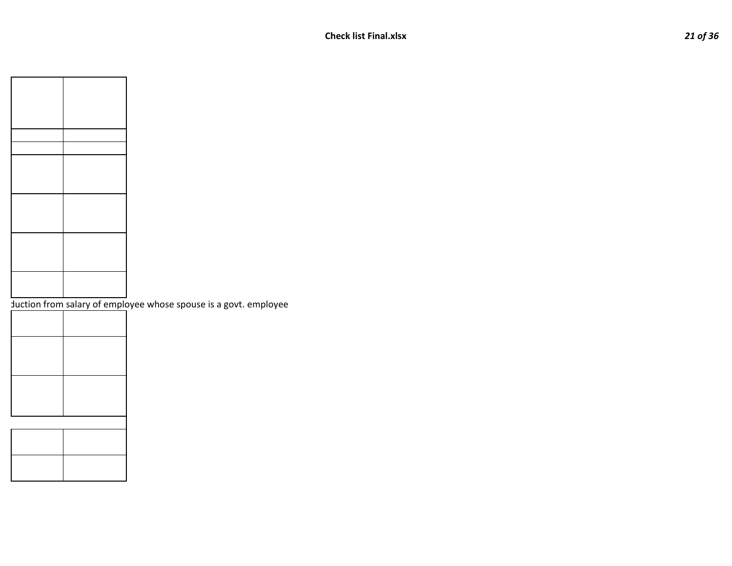| | |
|---|---|
| | |
| | |
| | |
| | |
| | |
| | |
| | |

duction from salary of employee whose spouse is a govt. employee

| | |
|---|---|
| | |
| | |
| | |
| | |
| | |
| | |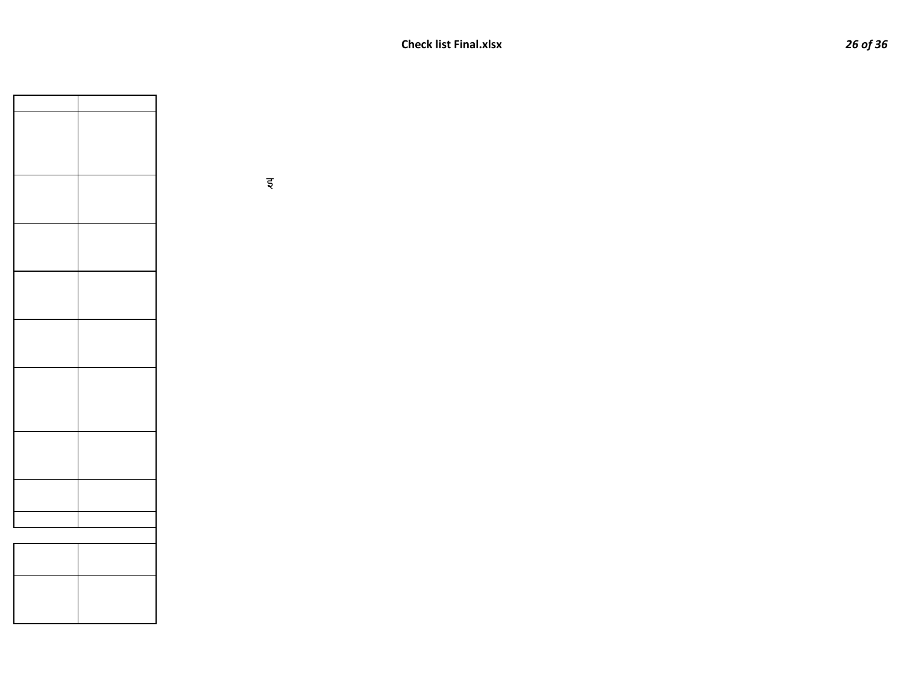| | |
|---|---|
| | |
| | |
| | |
| | |
| | |
| | |
| | |
| | |
| | |

| | |
|---|---|
| | |
| | |

ty